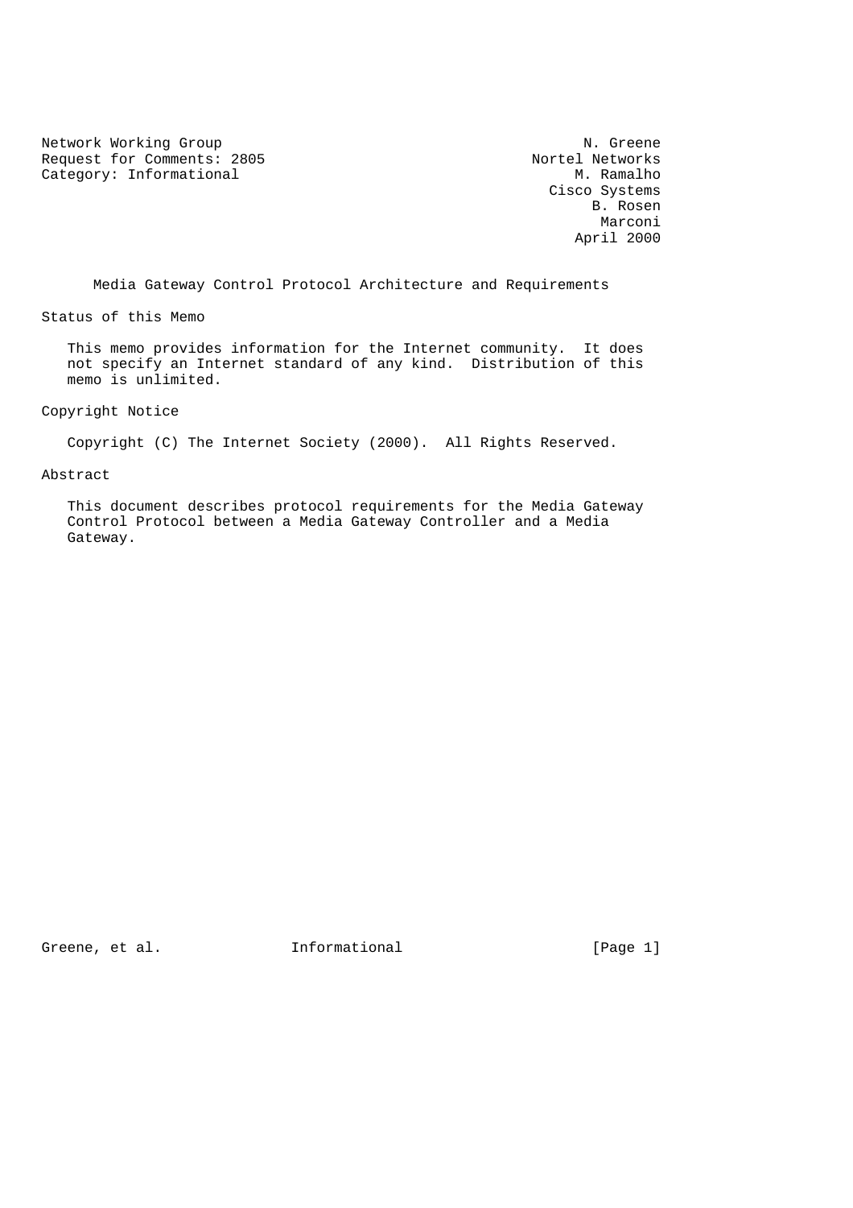Network Working Group N. Greene
Request for Comments: 2805 Nortel Networks
Category: Informational M. Ramalho
Cisco Systems
B. Rosen
Marconi
April 2000

# Media Gateway Control Protocol Architecture and Requirements

## Status of this Memo

This memo provides information for the Internet community. It does not specify an Internet standard of any kind. Distribution of this memo is unlimited.

## Copyright Notice

Copyright (C) The Internet Society (2000). All Rights Reserved.

## Abstract

This document describes protocol requirements for the Media Gateway Control Protocol between a Media Gateway Controller and a Media Gateway.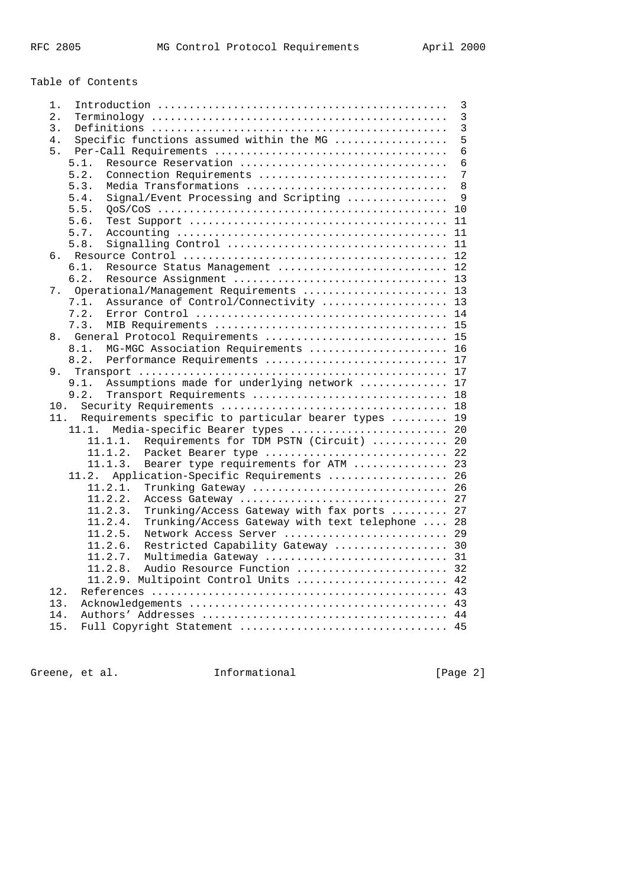Table of Contents

```
   1.  Introduction ............................................  3
   2.  Terminology .............................................  3
   3.  Definitions .............................................  3
   4.  Specific functions assumed within the MG ................  5
   5.  Per-Call Requirements ...................................  6
      5.1.  Resource Reservation ...............................  6
      5.2.  Connection Requirements ............................  7
      5.3.  Media Transformations ..............................  8
      5.4.  Signal/Event Processing and Scripting ..............  9
      5.5.  QoS/CoS ............................................ 10
      5.6.  Test Support ....................................... 11
      5.7.  Accounting ......................................... 11
      5.8.  Signalling Control ................................. 11
   6. Resource Control ......................................... 12
      6.1.  Resource Status Management ......................... 12
      6.2.  Resource Assignment ................................ 13
   7.  Operational/Management Requirements ..................... 13
      7.1.  Assurance of Control/Connectivity .................. 13
      7.2.  Error Control ...................................... 14
      7.3.  MIB Requirements ................................... 15
   8.  General Protocol Requirements ........................... 15
      8.1.  MG-MGC Association Requirements .................... 16
      8.2.  Performance Requirements ........................... 17
   9.  Transport ............................................... 17
      9.1.  Assumptions made for underlying network ............ 17
      9.2.  Transport Requirements ............................. 18
   10.  Security Requirements .................................. 18
   11.  Requirements specific to particular bearer types ....... 19
      11.1.  Media-specific Bearer types ....................... 20
         11.1.1.  Requirements for TDM PSTN (Circuit) .......... 20
         11.1.2.  Packet Bearer type ........................... 22
         11.1.3.  Bearer type requirements for ATM ............. 23
      11.2.  Application-Specific Requirements ................. 26
         11.2.1.  Trunking Gateway ............................. 26
         11.2.2.  Access Gateway ............................... 27
         11.2.3.  Trunking/Access Gateway with fax ports ....... 27
         11.2.4.  Trunking/Access Gateway with text telephone .. 28
         11.2.5.  Network Access Server ........................ 29
         11.2.6.  Restricted Capability Gateway ................ 30
         11.2.7.  Multimedia Gateway ........................... 31
         11.2.8.  Audio Resource Function ...................... 32
         11.2.9. Multipoint Control Units ...................... 42
   12.  References ............................................. 43
   13.  Acknowledgements ....................................... 43
   14.  Authors' Addresses ..................................... 44
   15.  Full Copyright Statement ............................... 45
```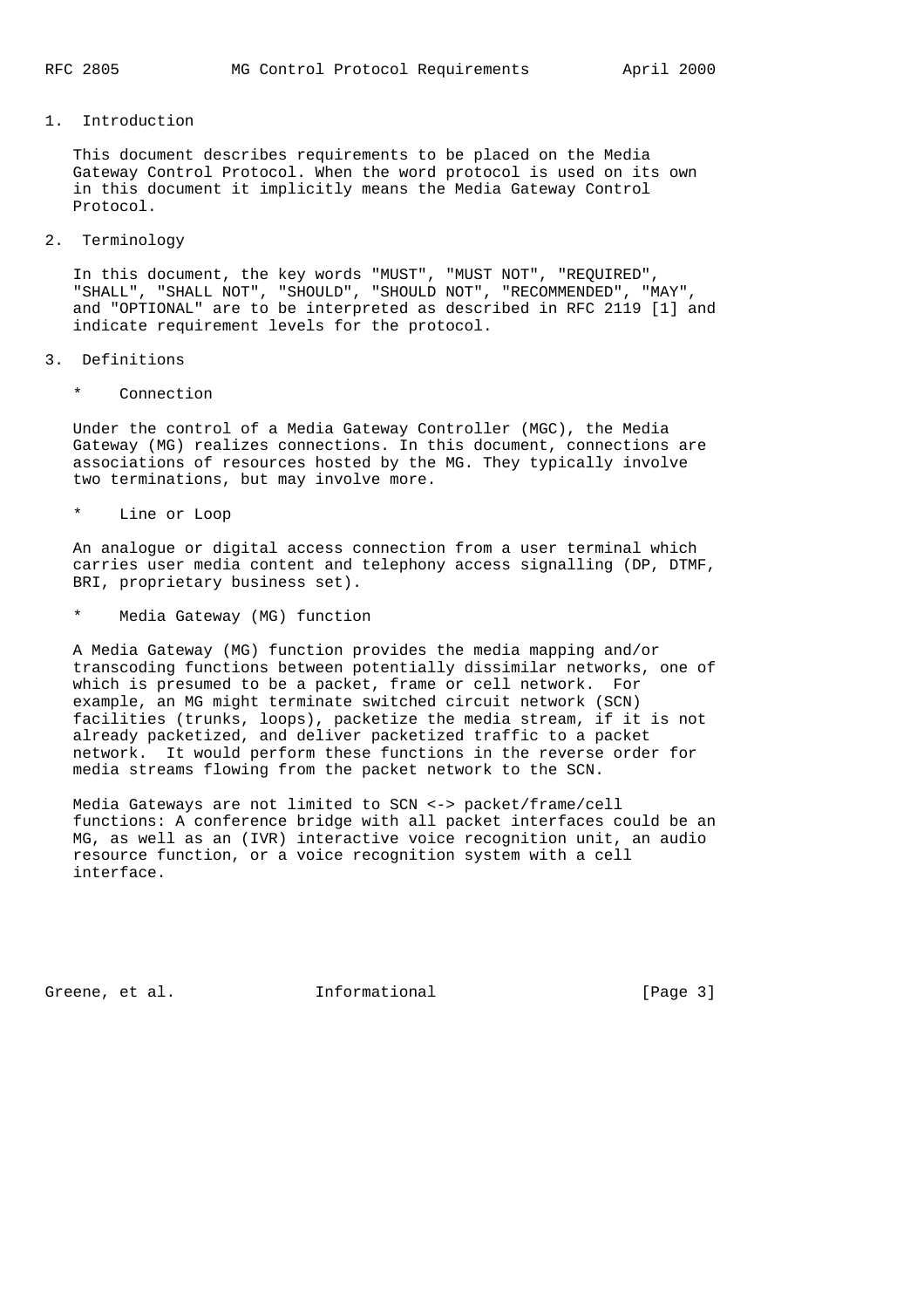# 1. Introduction

This document describes requirements to be placed on the Media Gateway Control Protocol. When the word protocol is used on its own in this document it implicitly means the Media Gateway Control Protocol.

# 2. Terminology

In this document, the key words "MUST", "MUST NOT", "REQUIRED", "SHALL", "SHALL NOT", "SHOULD", "SHOULD NOT", "RECOMMENDED", "MAY", and "OPTIONAL" are to be interpreted as described in RFC 2119 [1] and indicate requirement levels for the protocol.

# 3. Definitions

* Connection

Under the control of a Media Gateway Controller (MGC), the Media Gateway (MG) realizes connections. In this document, connections are associations of resources hosted by the MG. They typically involve two terminations, but may involve more.

* Line or Loop

An analogue or digital access connection from a user terminal which carries user media content and telephony access signalling (DP, DTMF, BRI, proprietary business set).

* Media Gateway (MG) function

A Media Gateway (MG) function provides the media mapping and/or transcoding functions between potentially dissimilar networks, one of which is presumed to be a packet, frame or cell network. For example, an MG might terminate switched circuit network (SCN) facilities (trunks, loops), packetize the media stream, if it is not already packetized, and deliver packetized traffic to a packet network. It would perform these functions in the reverse order for media streams flowing from the packet network to the SCN.

Media Gateways are not limited to SCN <-> packet/frame/cell functions: A conference bridge with all packet interfaces could be an MG, as well as an (IVR) interactive voice recognition unit, an audio resource function, or a voice recognition system with a cell interface.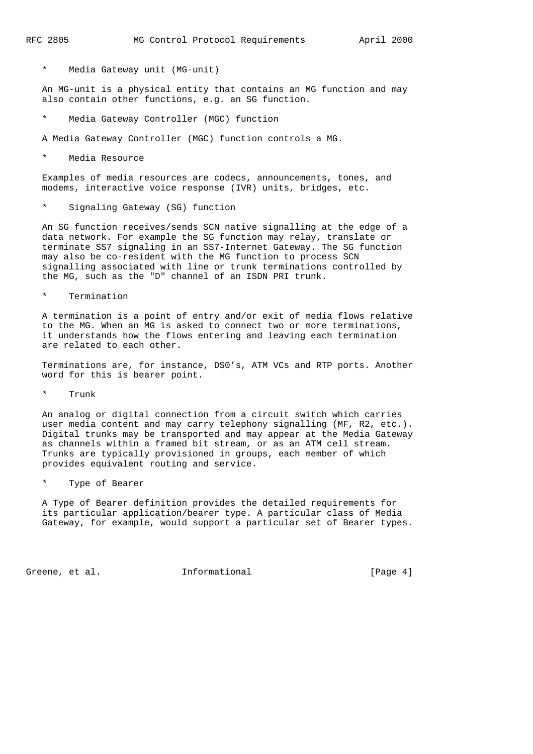* Media Gateway unit (MG-unit)

An MG-unit is a physical entity that contains an MG function and may also contain other functions, e.g. an SG function.

* Media Gateway Controller (MGC) function

A Media Gateway Controller (MGC) function controls a MG.

* Media Resource

Examples of media resources are codecs, announcements, tones, and modems, interactive voice response (IVR) units, bridges, etc.

* Signaling Gateway (SG) function

An SG function receives/sends SCN native signalling at the edge of a data network. For example the SG function may relay, translate or terminate SS7 signaling in an SS7-Internet Gateway. The SG function may also be co-resident with the MG function to process SCN signalling associated with line or trunk terminations controlled by the MG, such as the "D" channel of an ISDN PRI trunk.

* Termination

A termination is a point of entry and/or exit of media flows relative to the MG. When an MG is asked to connect two or more terminations, it understands how the flows entering and leaving each termination are related to each other.

Terminations are, for instance, DS0's, ATM VCs and RTP ports. Another word for this is bearer point.

* Trunk

An analog or digital connection from a circuit switch which carries user media content and may carry telephony signalling (MF, R2, etc.). Digital trunks may be transported and may appear at the Media Gateway as channels within a framed bit stream, or as an ATM cell stream. Trunks are typically provisioned in groups, each member of which provides equivalent routing and service.

* Type of Bearer

A Type of Bearer definition provides the detailed requirements for its particular application/bearer type. A particular class of Media Gateway, for example, would support a particular set of Bearer types.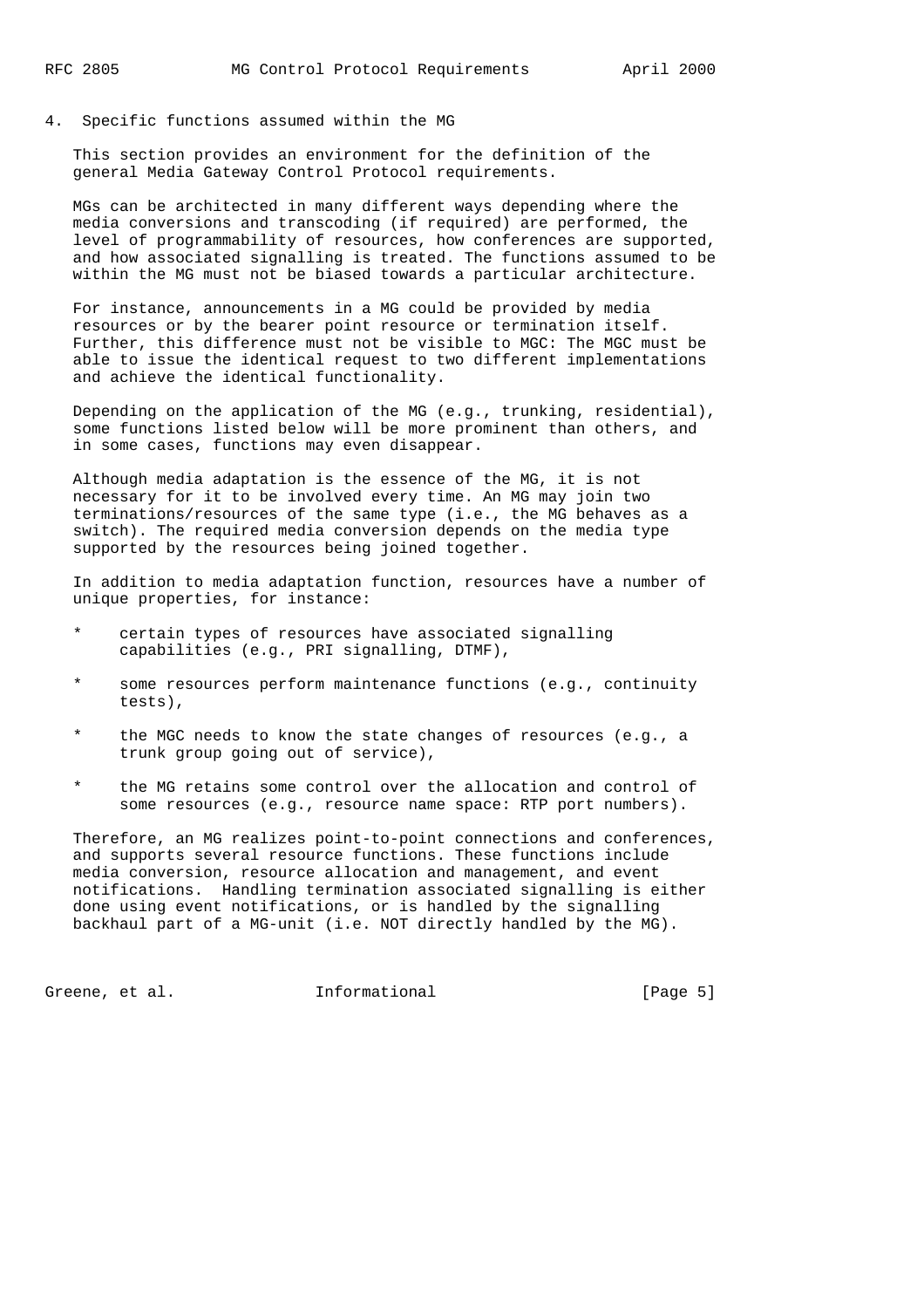## 4. Specific functions assumed within the MG

This section provides an environment for the definition of the general Media Gateway Control Protocol requirements.

MGs can be architected in many different ways depending where the media conversions and transcoding (if required) are performed, the level of programmability of resources, how conferences are supported, and how associated signalling is treated. The functions assumed to be within the MG must not be biased towards a particular architecture.

For instance, announcements in a MG could be provided by media resources or by the bearer point resource or termination itself. Further, this difference must not be visible to MGC: The MGC must be able to issue the identical request to two different implementations and achieve the identical functionality.

Depending on the application of the MG (e.g., trunking, residential), some functions listed below will be more prominent than others, and in some cases, functions may even disappear.

Although media adaptation is the essence of the MG, it is not necessary for it to be involved every time. An MG may join two terminations/resources of the same type (i.e., the MG behaves as a switch). The required media conversion depends on the media type supported by the resources being joined together.

In addition to media adaptation function, resources have a number of unique properties, for instance:

* certain types of resources have associated signalling capabilities (e.g., PRI signalling, DTMF),
* some resources perform maintenance functions (e.g., continuity tests),
* the MGC needs to know the state changes of resources (e.g., a trunk group going out of service),
* the MG retains some control over the allocation and control of some resources (e.g., resource name space: RTP port numbers).

Therefore, an MG realizes point-to-point connections and conferences, and supports several resource functions. These functions include media conversion, resource allocation and management, and event notifications. Handling termination associated signalling is either done using event notifications, or is handled by the signalling backhaul part of a MG-unit (i.e. NOT directly handled by the MG).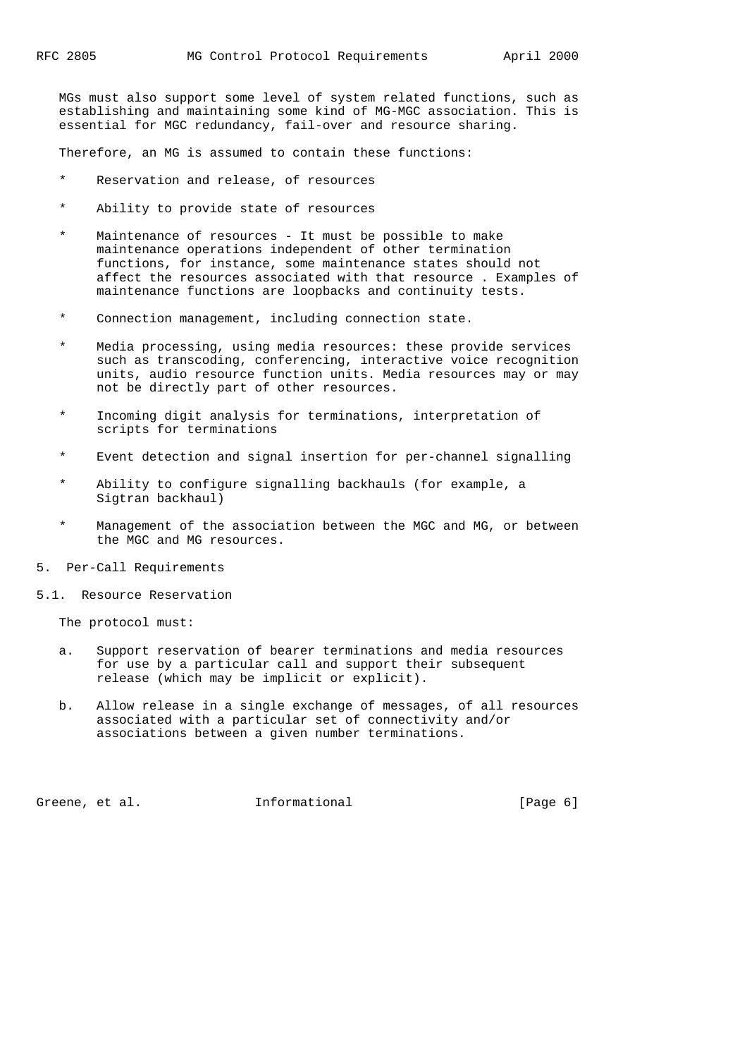MGs must also support some level of system related functions, such as establishing and maintaining some kind of MG-MGC association. This is essential for MGC redundancy, fail-over and resource sharing.

Therefore, an MG is assumed to contain these functions:

* Reservation and release, of resources

* Ability to provide state of resources

* Maintenance of resources - It must be possible to make maintenance operations independent of other termination functions, for instance, some maintenance states should not affect the resources associated with that resource . Examples of maintenance functions are loopbacks and continuity tests.

* Connection management, including connection state.

* Media processing, using media resources: these provide services such as transcoding, conferencing, interactive voice recognition units, audio resource function units. Media resources may or may not be directly part of other resources.

* Incoming digit analysis for terminations, interpretation of scripts for terminations

* Event detection and signal insertion for per-channel signalling

* Ability to configure signalling backhauls (for example, a Sigtran backhaul)

* Management of the association between the MGC and MG, or between the MGC and MG resources.

## 5. Per-Call Requirements

### 5.1. Resource Reservation

The protocol must:

a. Support reservation of bearer terminations and media resources for use by a particular call and support their subsequent release (which may be implicit or explicit).

b. Allow release in a single exchange of messages, of all resources associated with a particular set of connectivity and/or associations between a given number terminations.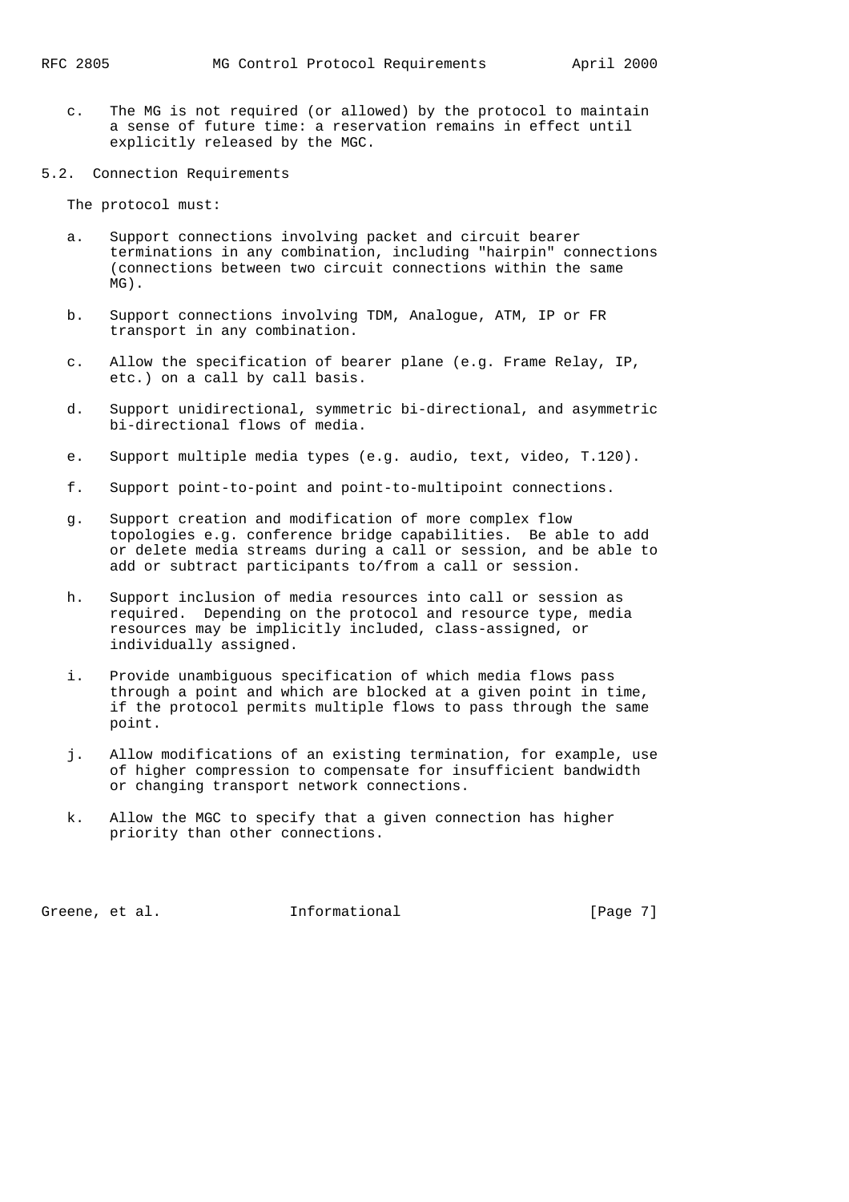c. The MG is not required (or allowed) by the protocol to maintain a sense of future time: a reservation remains in effect until explicitly released by the MGC.

## 5.2. Connection Requirements

The protocol must:

a. Support connections involving packet and circuit bearer terminations in any combination, including "hairpin" connections (connections between two circuit connections within the same MG).

b. Support connections involving TDM, Analogue, ATM, IP or FR transport in any combination.

c. Allow the specification of bearer plane (e.g. Frame Relay, IP, etc.) on a call by call basis.

d. Support unidirectional, symmetric bi-directional, and asymmetric bi-directional flows of media.

e. Support multiple media types (e.g. audio, text, video, T.120).

f. Support point-to-point and point-to-multipoint connections.

g. Support creation and modification of more complex flow topologies e.g. conference bridge capabilities. Be able to add or delete media streams during a call or session, and be able to add or subtract participants to/from a call or session.

h. Support inclusion of media resources into call or session as required. Depending on the protocol and resource type, media resources may be implicitly included, class-assigned, or individually assigned.

i. Provide unambiguous specification of which media flows pass through a point and which are blocked at a given point in time, if the protocol permits multiple flows to pass through the same point.

j. Allow modifications of an existing termination, for example, use of higher compression to compensate for insufficient bandwidth or changing transport network connections.

k. Allow the MGC to specify that a given connection has higher priority than other connections.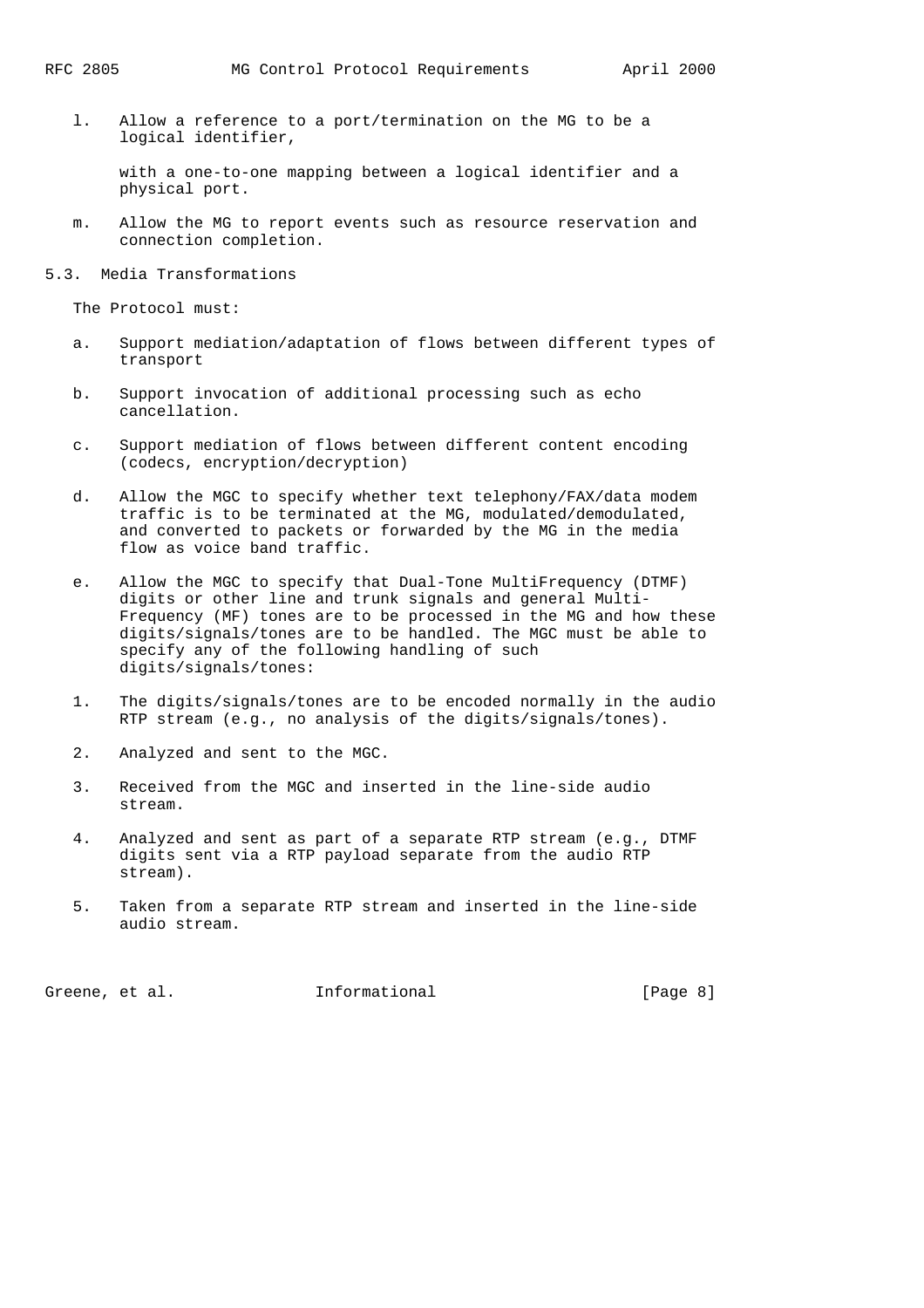l. Allow a reference to a port/termination on the MG to be a logical identifier,

   with a one-to-one mapping between a logical identifier and a physical port.

m. Allow the MG to report events such as resource reservation and connection completion.

## 5.3. Media Transformations

The Protocol must:

a. Support mediation/adaptation of flows between different types of transport

b. Support invocation of additional processing such as echo cancellation.

c. Support mediation of flows between different content encoding (codecs, encryption/decryption)

d. Allow the MGC to specify whether text telephony/FAX/data modem traffic is to be terminated at the MG, modulated/demodulated, and converted to packets or forwarded by the MG in the media flow as voice band traffic.

e. Allow the MGC to specify that Dual-Tone MultiFrequency (DTMF) digits or other line and trunk signals and general Multi-Frequency (MF) tones are to be processed in the MG and how these digits/signals/tones are to be handled. The MGC must be able to specify any of the following handling of such digits/signals/tones:

1. The digits/signals/tones are to be encoded normally in the audio RTP stream (e.g., no analysis of the digits/signals/tones).

2. Analyzed and sent to the MGC.

3. Received from the MGC and inserted in the line-side audio stream.

4. Analyzed and sent as part of a separate RTP stream (e.g., DTMF digits sent via a RTP payload separate from the audio RTP stream).

5. Taken from a separate RTP stream and inserted in the line-side audio stream.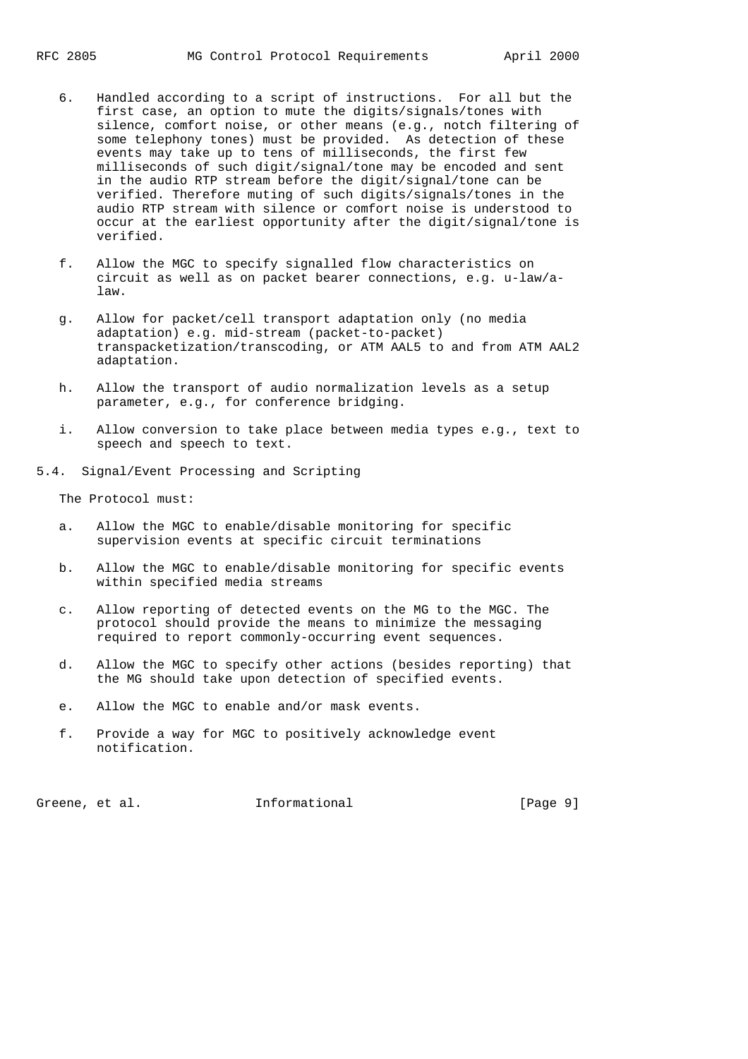6. Handled according to a script of instructions. For all but the first case, an option to mute the digits/signals/tones with silence, comfort noise, or other means (e.g., notch filtering of some telephony tones) must be provided. As detection of these events may take up to tens of milliseconds, the first few milliseconds of such digit/signal/tone may be encoded and sent in the audio RTP stream before the digit/signal/tone can be verified. Therefore muting of such digits/signals/tones in the audio RTP stream with silence or comfort noise is understood to occur at the earliest opportunity after the digit/signal/tone is verified.

f. Allow the MGC to specify signalled flow characteristics on circuit as well as on packet bearer connections, e.g. u-law/a-law.

g. Allow for packet/cell transport adaptation only (no media adaptation) e.g. mid-stream (packet-to-packet) transpacketization/transcoding, or ATM AAL5 to and from ATM AAL2 adaptation.

h. Allow the transport of audio normalization levels as a setup parameter, e.g., for conference bridging.

i. Allow conversion to take place between media types e.g., text to speech and speech to text.

## 5.4. Signal/Event Processing and Scripting

The Protocol must:

a. Allow the MGC to enable/disable monitoring for specific supervision events at specific circuit terminations

b. Allow the MGC to enable/disable monitoring for specific events within specified media streams

c. Allow reporting of detected events on the MG to the MGC. The protocol should provide the means to minimize the messaging required to report commonly-occurring event sequences.

d. Allow the MGC to specify other actions (besides reporting) that the MG should take upon detection of specified events.

e. Allow the MGC to enable and/or mask events.

f. Provide a way for MGC to positively acknowledge event notification.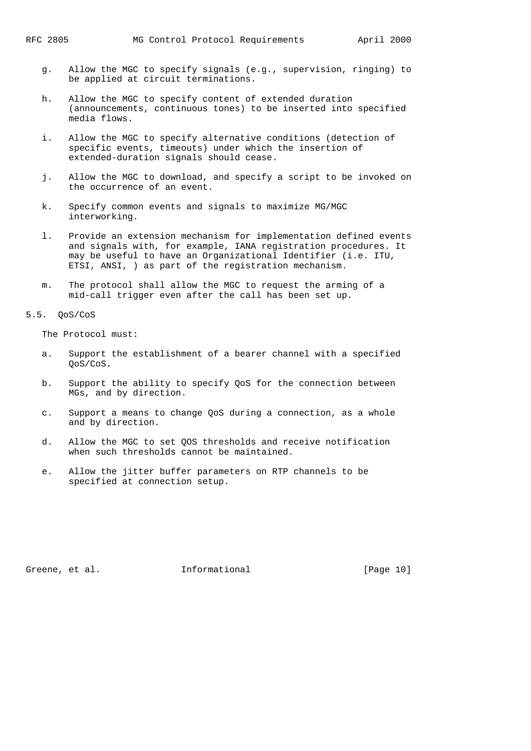g. Allow the MGC to specify signals (e.g., supervision, ringing) to be applied at circuit terminations.

h. Allow the MGC to specify content of extended duration (announcements, continuous tones) to be inserted into specified media flows.

i. Allow the MGC to specify alternative conditions (detection of specific events, timeouts) under which the insertion of extended-duration signals should cease.

j. Allow the MGC to download, and specify a script to be invoked on the occurrence of an event.

k. Specify common events and signals to maximize MG/MGC interworking.

l. Provide an extension mechanism for implementation defined events and signals with, for example, IANA registration procedures. It may be useful to have an Organizational Identifier (i.e. ITU, ETSI, ANSI, ) as part of the registration mechanism.

m. The protocol shall allow the MGC to request the arming of a mid-call trigger even after the call has been set up.

## 5.5. QoS/CoS

The Protocol must:

a. Support the establishment of a bearer channel with a specified QoS/CoS.

b. Support the ability to specify QoS for the connection between MGs, and by direction.

c. Support a means to change QoS during a connection, as a whole and by direction.

d. Allow the MGC to set QOS thresholds and receive notification when such thresholds cannot be maintained.

e. Allow the jitter buffer parameters on RTP channels to be specified at connection setup.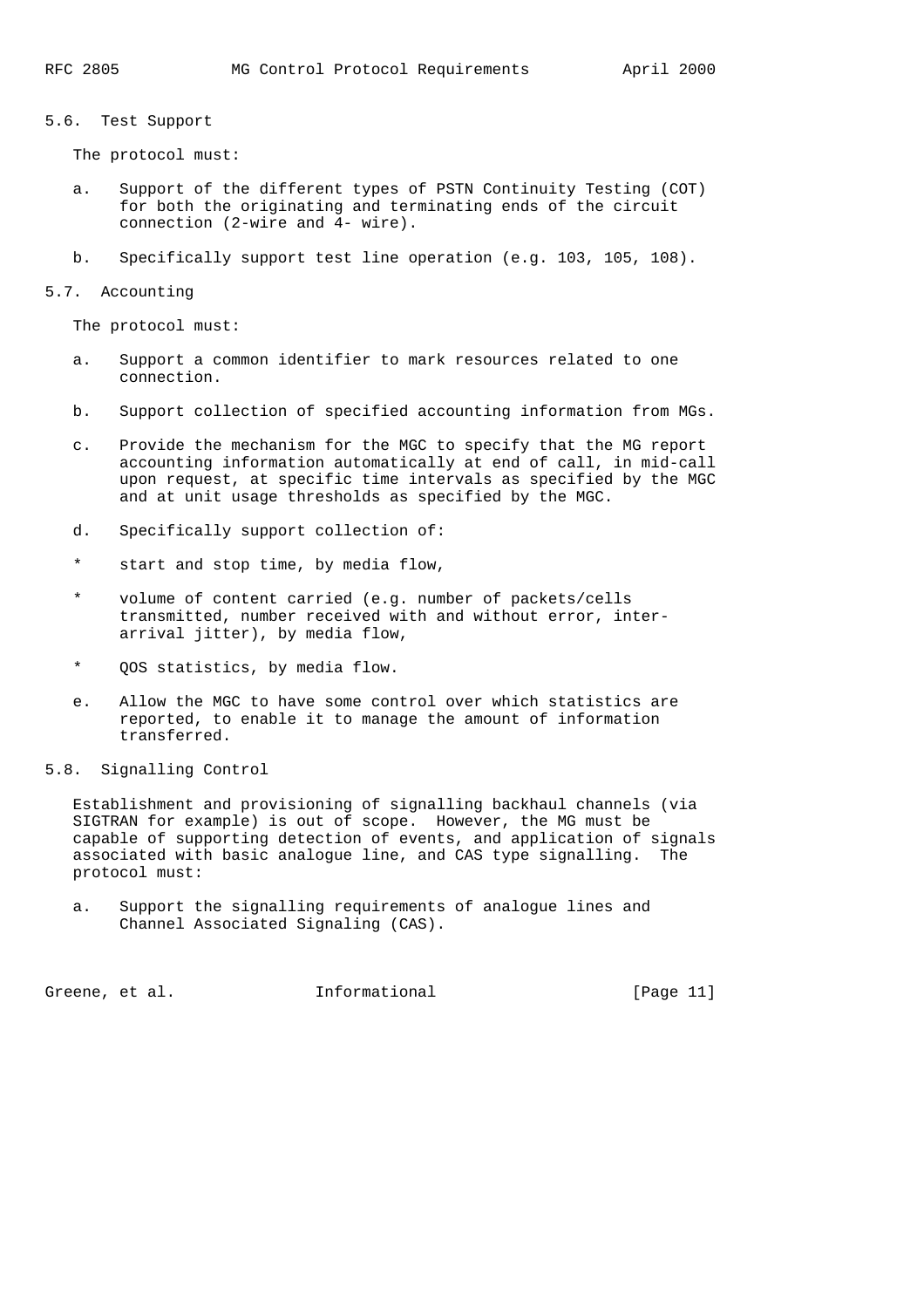### 5.6. Test Support

The protocol must:

a. Support of the different types of PSTN Continuity Testing (COT) for both the originating and terminating ends of the circuit connection (2-wire and 4- wire).

b. Specifically support test line operation (e.g. 103, 105, 108).

### 5.7. Accounting

The protocol must:

a. Support a common identifier to mark resources related to one connection.

b. Support collection of specified accounting information from MGs.

c. Provide the mechanism for the MGC to specify that the MG report accounting information automatically at end of call, in mid-call upon request, at specific time intervals as specified by the MGC and at unit usage thresholds as specified by the MGC.

d. Specifically support collection of:

- start and stop time, by media flow,
- volume of content carried (e.g. number of packets/cells transmitted, number received with and without error, inter-arrival jitter), by media flow,
- QOS statistics, by media flow.

e. Allow the MGC to have some control over which statistics are reported, to enable it to manage the amount of information transferred.

### 5.8. Signalling Control

Establishment and provisioning of signalling backhaul channels (via SIGTRAN for example) is out of scope. However, the MG must be capable of supporting detection of events, and application of signals associated with basic analogue line, and CAS type signalling. The protocol must:

a. Support the signalling requirements of analogue lines and Channel Associated Signaling (CAS).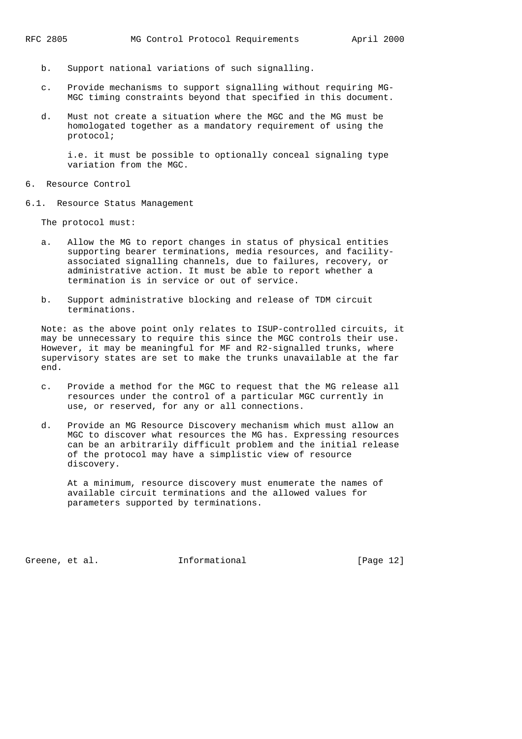b. Support national variations of such signalling.

c. Provide mechanisms to support signalling without requiring MG-MGC timing constraints beyond that specified in this document.

d. Must not create a situation where the MGC and the MG must be homologated together as a mandatory requirement of using the protocol;

   i.e. it must be possible to optionally conceal signaling type variation from the MGC.

## 6. Resource Control

### 6.1. Resource Status Management

The protocol must:

a. Allow the MG to report changes in status of physical entities supporting bearer terminations, media resources, and facility-associated signalling channels, due to failures, recovery, or administrative action. It must be able to report whether a termination is in service or out of service.

b. Support administrative blocking and release of TDM circuit terminations.

Note: as the above point only relates to ISUP-controlled circuits, it may be unnecessary to require this since the MGC controls their use. However, it may be meaningful for MF and R2-signalled trunks, where supervisory states are set to make the trunks unavailable at the far end.

c. Provide a method for the MGC to request that the MG release all resources under the control of a particular MGC currently in use, or reserved, for any or all connections.

d. Provide an MG Resource Discovery mechanism which must allow an MGC to discover what resources the MG has. Expressing resources can be an arbitrarily difficult problem and the initial release of the protocol may have a simplistic view of resource discovery.

   At a minimum, resource discovery must enumerate the names of available circuit terminations and the allowed values for parameters supported by terminations.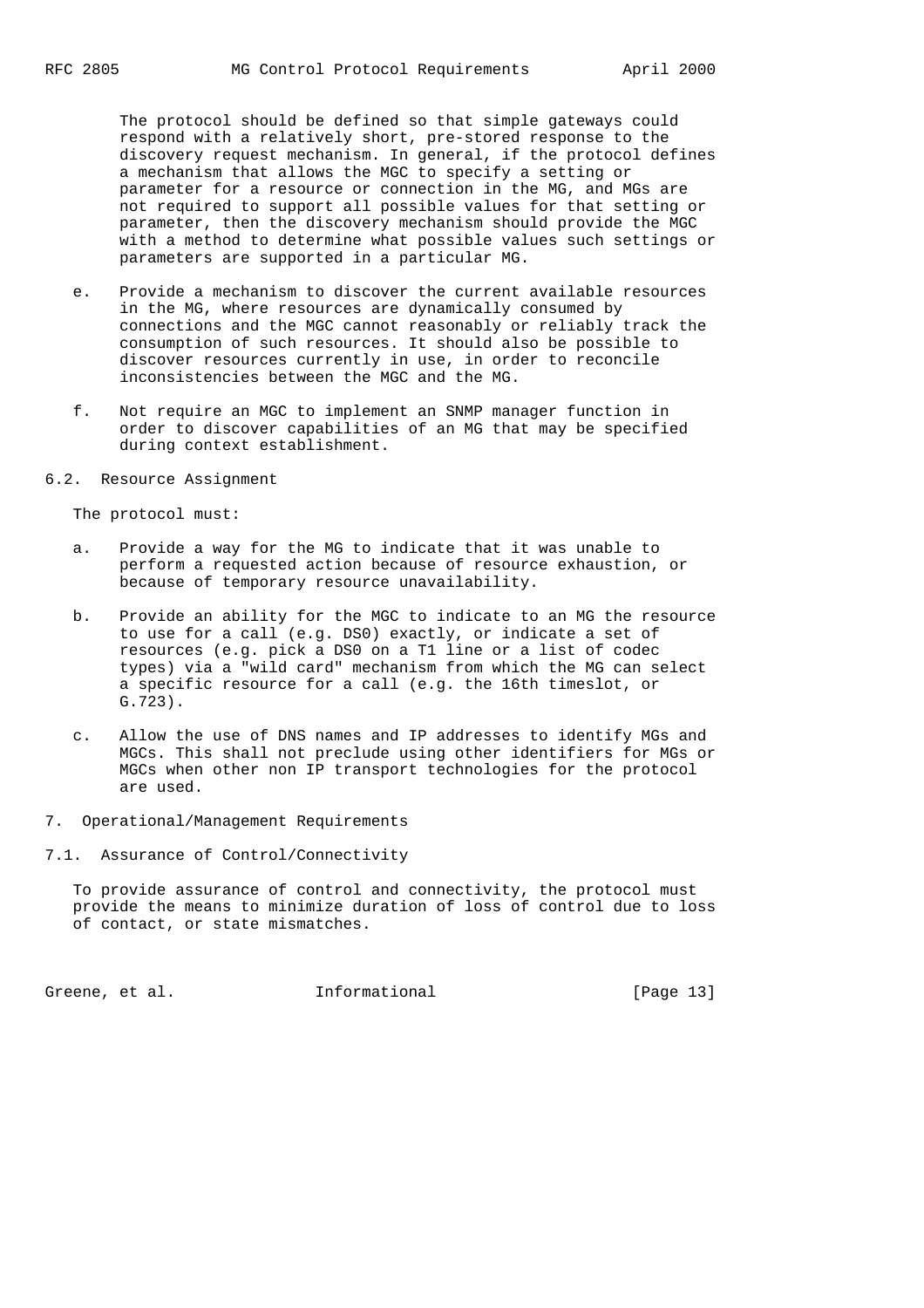The protocol should be defined so that simple gateways could respond with a relatively short, pre-stored response to the discovery request mechanism. In general, if the protocol defines a mechanism that allows the MGC to specify a setting or parameter for a resource or connection in the MG, and MGs are not required to support all possible values for that setting or parameter, then the discovery mechanism should provide the MGC with a method to determine what possible values such settings or parameters are supported in a particular MG.

e. Provide a mechanism to discover the current available resources in the MG, where resources are dynamically consumed by connections and the MGC cannot reasonably or reliably track the consumption of such resources. It should also be possible to discover resources currently in use, in order to reconcile inconsistencies between the MGC and the MG.

f. Not require an MGC to implement an SNMP manager function in order to discover capabilities of an MG that may be specified during context establishment.

### 6.2. Resource Assignment

The protocol must:

a. Provide a way for the MG to indicate that it was unable to perform a requested action because of resource exhaustion, or because of temporary resource unavailability.

b. Provide an ability for the MGC to indicate to an MG the resource to use for a call (e.g. DS0) exactly, or indicate a set of resources (e.g. pick a DS0 on a T1 line or a list of codec types) via a "wild card" mechanism from which the MG can select a specific resource for a call (e.g. the 16th timeslot, or G.723).

c. Allow the use of DNS names and IP addresses to identify MGs and MGCs. This shall not preclude using other identifiers for MGs or MGCs when other non IP transport technologies for the protocol are used.

## 7. Operational/Management Requirements

### 7.1. Assurance of Control/Connectivity

To provide assurance of control and connectivity, the protocol must provide the means to minimize duration of loss of control due to loss of contact, or state mismatches.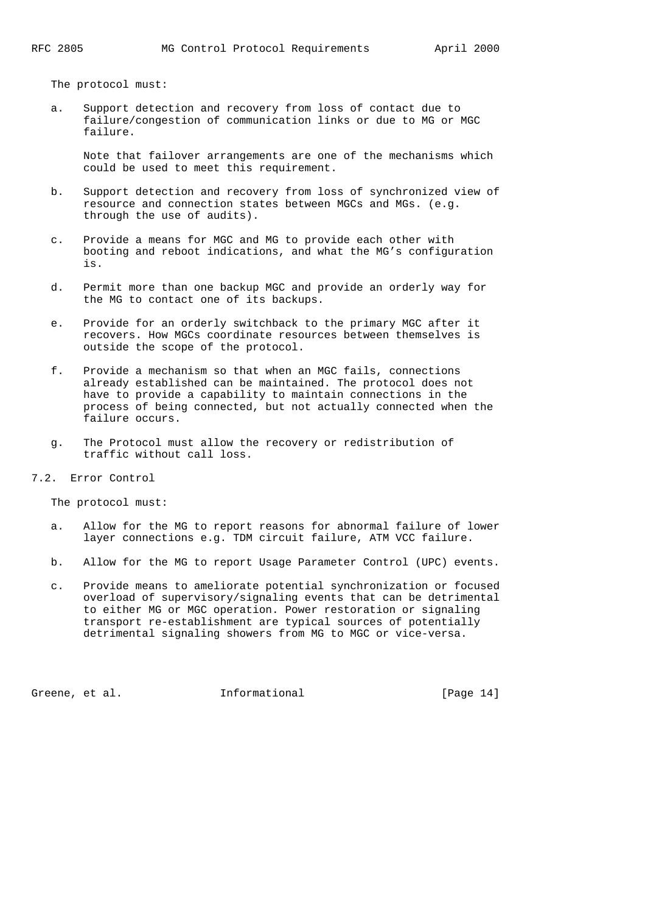The protocol must:

a. Support detection and recovery from loss of contact due to failure/congestion of communication links or due to MG or MGC failure.

   Note that failover arrangements are one of the mechanisms which could be used to meet this requirement.

b. Support detection and recovery from loss of synchronized view of resource and connection states between MGCs and MGs. (e.g. through the use of audits).

c. Provide a means for MGC and MG to provide each other with booting and reboot indications, and what the MG's configuration is.

d. Permit more than one backup MGC and provide an orderly way for the MG to contact one of its backups.

e. Provide for an orderly switchback to the primary MGC after it recovers. How MGCs coordinate resources between themselves is outside the scope of the protocol.

f. Provide a mechanism so that when an MGC fails, connections already established can be maintained. The protocol does not have to provide a capability to maintain connections in the process of being connected, but not actually connected when the failure occurs.

g. The Protocol must allow the recovery or redistribution of traffic without call loss.

## 7.2. Error Control

The protocol must:

a. Allow for the MG to report reasons for abnormal failure of lower layer connections e.g. TDM circuit failure, ATM VCC failure.

b. Allow for the MG to report Usage Parameter Control (UPC) events.

c. Provide means to ameliorate potential synchronization or focused overload of supervisory/signaling events that can be detrimental to either MG or MGC operation. Power restoration or signaling transport re-establishment are typical sources of potentially detrimental signaling showers from MG to MGC or vice-versa.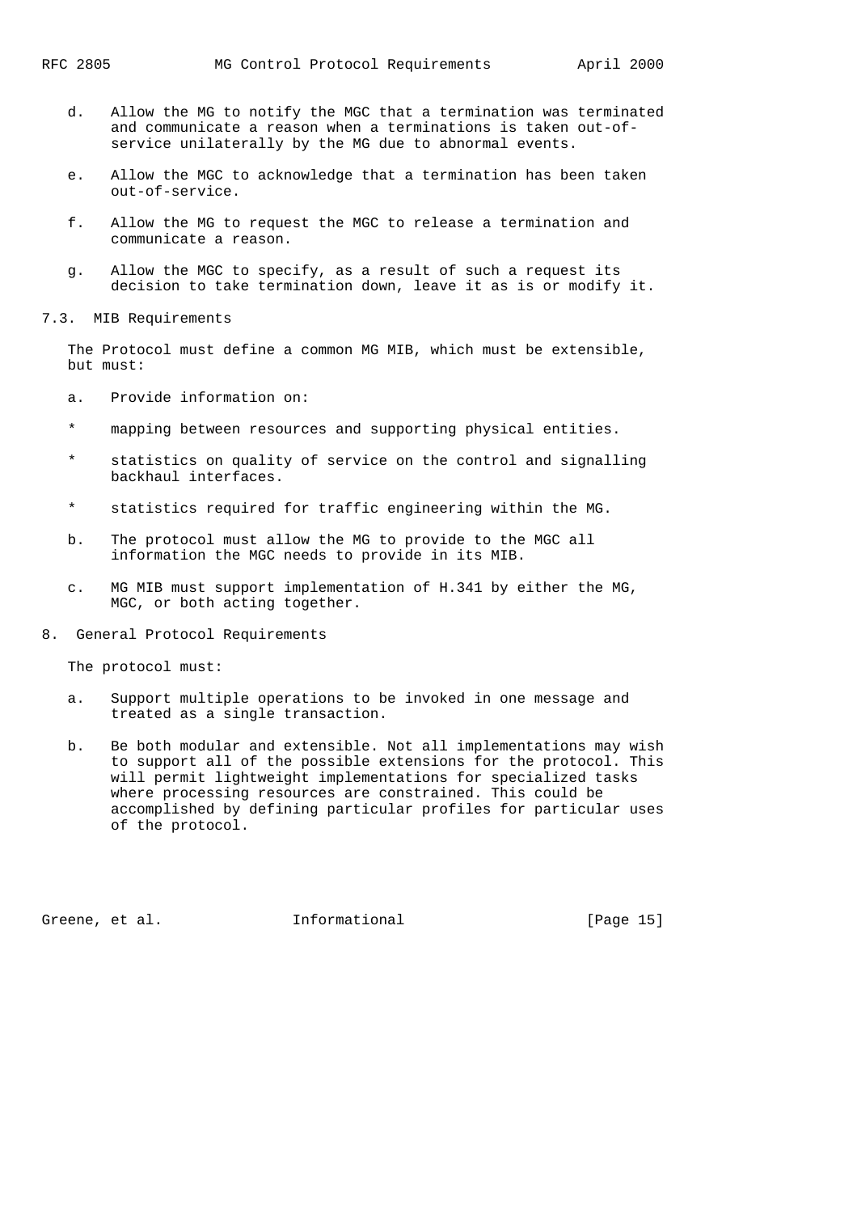d. Allow the MG to notify the MGC that a termination was terminated and communicate a reason when a terminations is taken out-of-service unilaterally by the MG due to abnormal events.

e. Allow the MGC to acknowledge that a termination has been taken out-of-service.

f. Allow the MG to request the MGC to release a termination and communicate a reason.

g. Allow the MGC to specify, as a result of such a request its decision to take termination down, leave it as is or modify it.

## 7.3. MIB Requirements

The Protocol must define a common MG MIB, which must be extensible, but must:

a. Provide information on:

* mapping between resources and supporting physical entities.

* statistics on quality of service on the control and signalling backhaul interfaces.

* statistics required for traffic engineering within the MG.

b. The protocol must allow the MG to provide to the MGC all information the MGC needs to provide in its MIB.

c. MG MIB must support implementation of H.341 by either the MG, MGC, or both acting together.

# 8. General Protocol Requirements

The protocol must:

a. Support multiple operations to be invoked in one message and treated as a single transaction.

b. Be both modular and extensible. Not all implementations may wish to support all of the possible extensions for the protocol. This will permit lightweight implementations for specialized tasks where processing resources are constrained. This could be accomplished by defining particular profiles for particular uses of the protocol.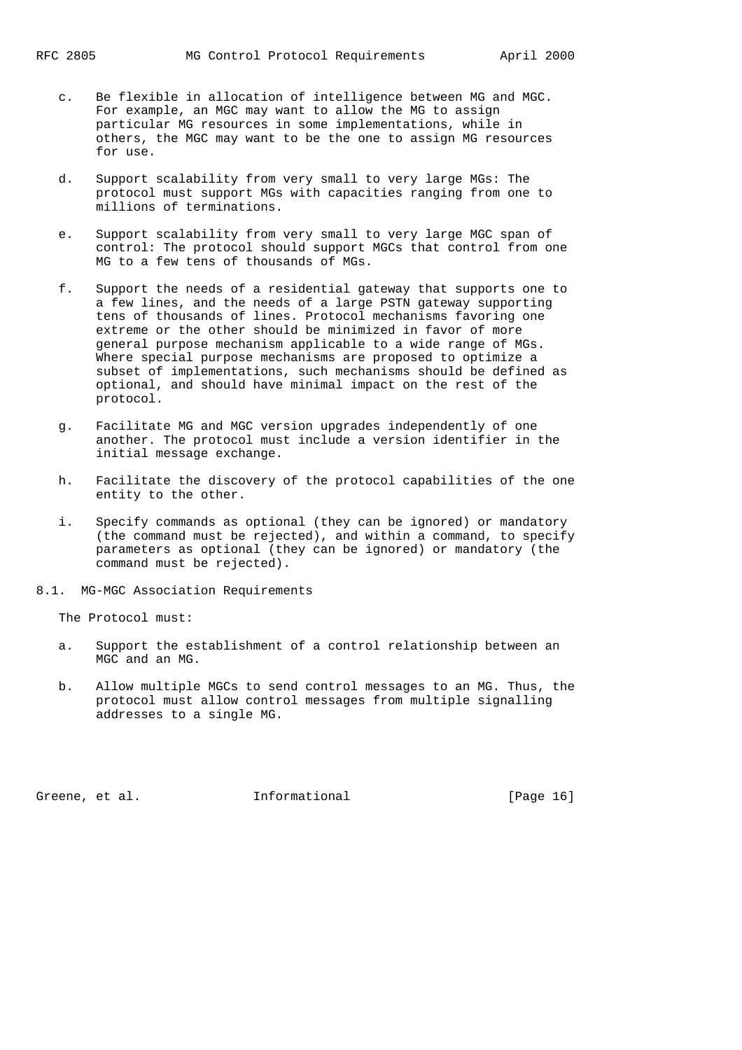c. Be flexible in allocation of intelligence between MG and MGC. For example, an MGC may want to allow the MG to assign particular MG resources in some implementations, while in others, the MGC may want to be the one to assign MG resources for use.

d. Support scalability from very small to very large MGs: The protocol must support MGs with capacities ranging from one to millions of terminations.

e. Support scalability from very small to very large MGC span of control: The protocol should support MGCs that control from one MG to a few tens of thousands of MGs.

f. Support the needs of a residential gateway that supports one to a few lines, and the needs of a large PSTN gateway supporting tens of thousands of lines. Protocol mechanisms favoring one extreme or the other should be minimized in favor of more general purpose mechanism applicable to a wide range of MGs. Where special purpose mechanisms are proposed to optimize a subset of implementations, such mechanisms should be defined as optional, and should have minimal impact on the rest of the protocol.

g. Facilitate MG and MGC version upgrades independently of one another. The protocol must include a version identifier in the initial message exchange.

h. Facilitate the discovery of the protocol capabilities of the one entity to the other.

i. Specify commands as optional (they can be ignored) or mandatory (the command must be rejected), and within a command, to specify parameters as optional (they can be ignored) or mandatory (the command must be rejected).

## 8.1. MG-MGC Association Requirements

The Protocol must:

a. Support the establishment of a control relationship between an MGC and an MG.

b. Allow multiple MGCs to send control messages to an MG. Thus, the protocol must allow control messages from multiple signalling addresses to a single MG.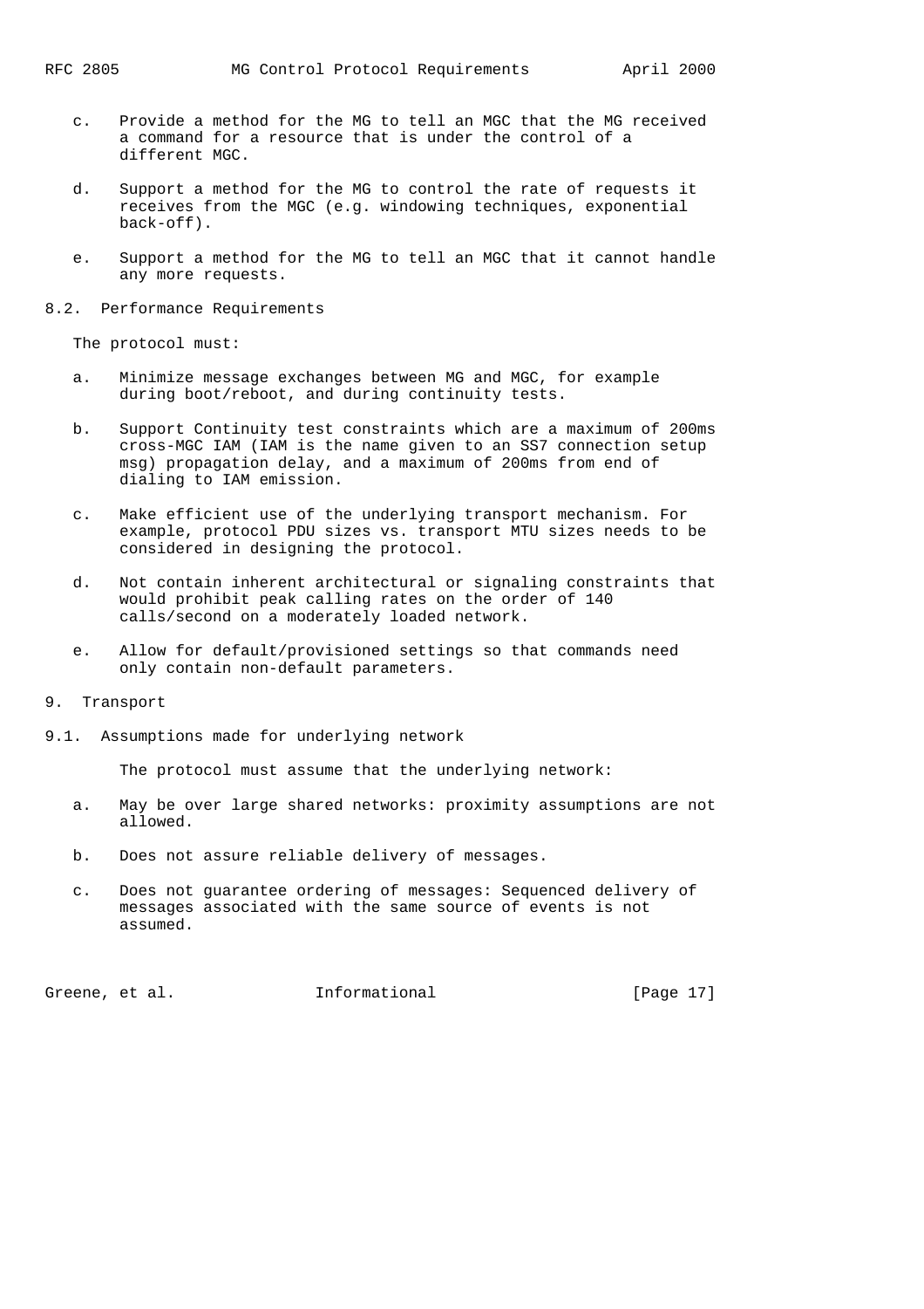c. Provide a method for the MG to tell an MGC that the MG received a command for a resource that is under the control of a different MGC.

d. Support a method for the MG to control the rate of requests it receives from the MGC (e.g. windowing techniques, exponential back-off).

e. Support a method for the MG to tell an MGC that it cannot handle any more requests.

### 8.2. Performance Requirements

The protocol must:

a. Minimize message exchanges between MG and MGC, for example during boot/reboot, and during continuity tests.

b. Support Continuity test constraints which are a maximum of 200ms cross-MGC IAM (IAM is the name given to an SS7 connection setup msg) propagation delay, and a maximum of 200ms from end of dialing to IAM emission.

c. Make efficient use of the underlying transport mechanism. For example, protocol PDU sizes vs. transport MTU sizes needs to be considered in designing the protocol.

d. Not contain inherent architectural or signaling constraints that would prohibit peak calling rates on the order of 140 calls/second on a moderately loaded network.

e. Allow for default/provisioned settings so that commands need only contain non-default parameters.

## 9. Transport

### 9.1. Assumptions made for underlying network

The protocol must assume that the underlying network:

a. May be over large shared networks: proximity assumptions are not allowed.

b. Does not assure reliable delivery of messages.

c. Does not guarantee ordering of messages: Sequenced delivery of messages associated with the same source of events is not assumed.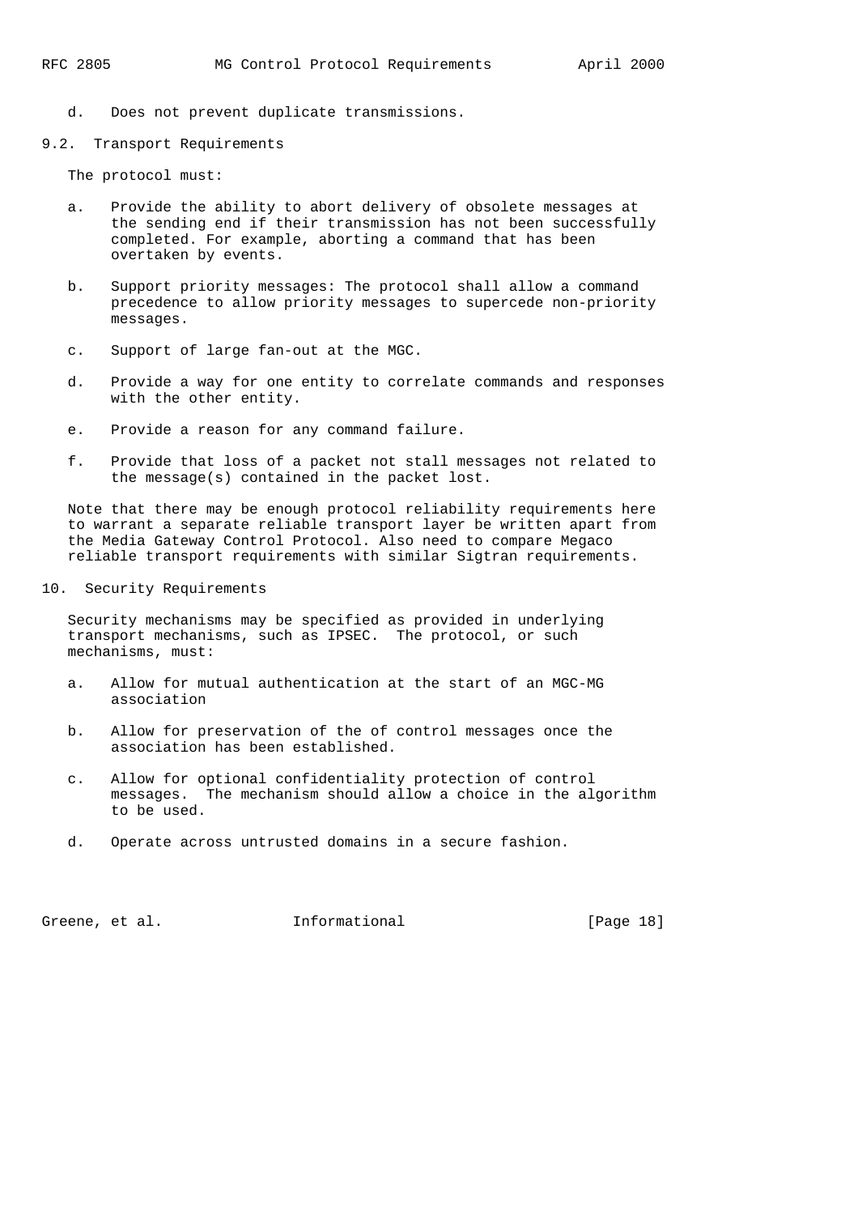d.   Does not prevent duplicate transmissions.

### 9.2. Transport Requirements

The protocol must:

a. Provide the ability to abort delivery of obsolete messages at the sending end if their transmission has not been successfully completed. For example, aborting a command that has been overtaken by events.

b. Support priority messages: The protocol shall allow a command precedence to allow priority messages to supercede non-priority messages.

c. Support of large fan-out at the MGC.

d. Provide a way for one entity to correlate commands and responses with the other entity.

e. Provide a reason for any command failure.

f. Provide that loss of a packet not stall messages not related to the message(s) contained in the packet lost.

Note that there may be enough protocol reliability requirements here to warrant a separate reliable transport layer be written apart from the Media Gateway Control Protocol. Also need to compare Megaco reliable transport requirements with similar Sigtran requirements.

## 10. Security Requirements

Security mechanisms may be specified as provided in underlying transport mechanisms, such as IPSEC. The protocol, or such mechanisms, must:

a. Allow for mutual authentication at the start of an MGC-MG association

b. Allow for preservation of the of control messages once the association has been established.

c. Allow for optional confidentiality protection of control messages. The mechanism should allow a choice in the algorithm to be used.

d. Operate across untrusted domains in a secure fashion.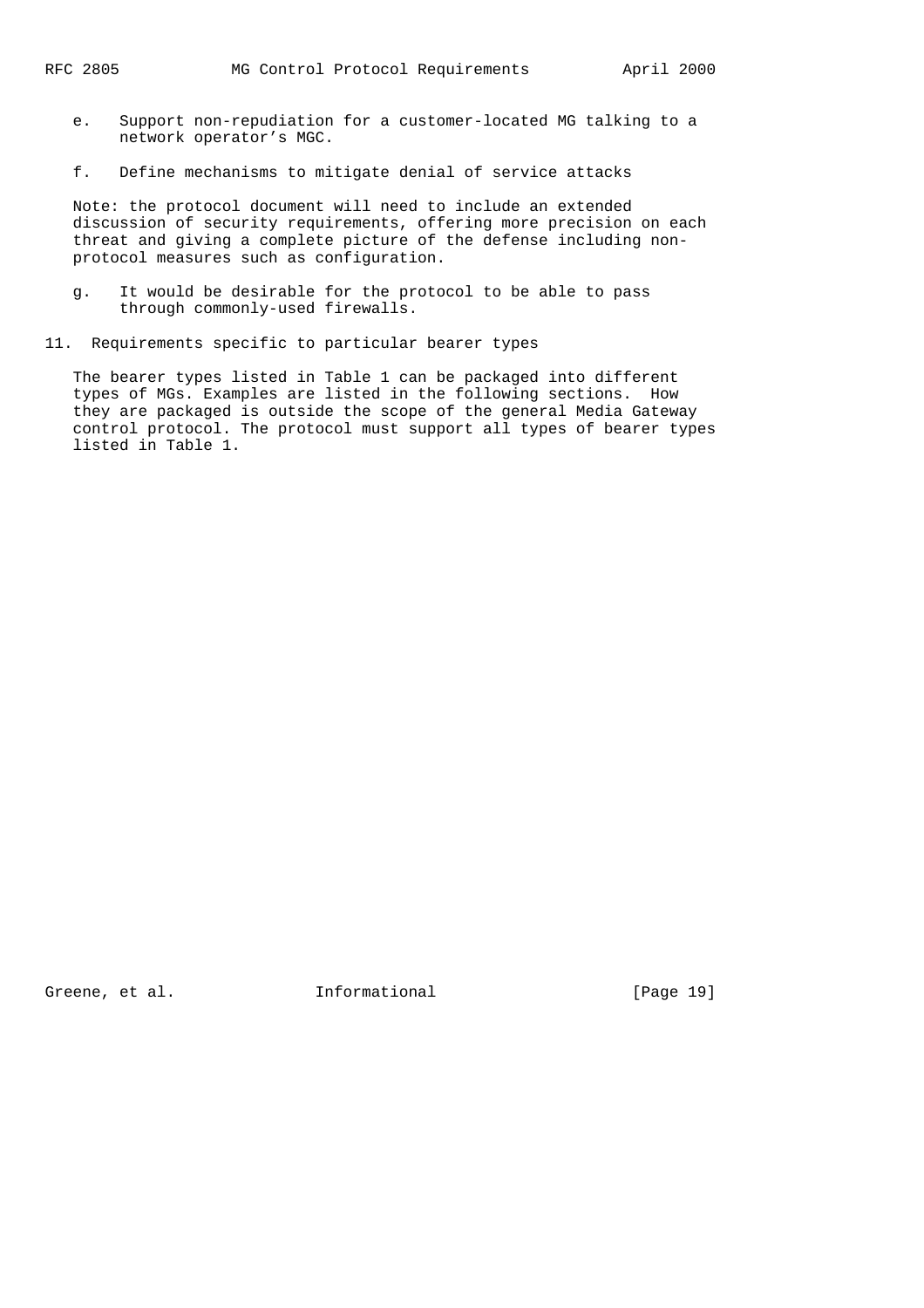e. Support non-repudiation for a customer-located MG talking to a network operator’s MGC.

f. Define mechanisms to mitigate denial of service attacks

Note: the protocol document will need to include an extended discussion of security requirements, offering more precision on each threat and giving a complete picture of the defense including non-protocol measures such as configuration.

g. It would be desirable for the protocol to be able to pass through commonly-used firewalls.

## 11. Requirements specific to particular bearer types

The bearer types listed in Table 1 can be packaged into different types of MGs. Examples are listed in the following sections. How they are packaged is outside the scope of the general Media Gateway control protocol. The protocol must support all types of bearer types listed in Table 1.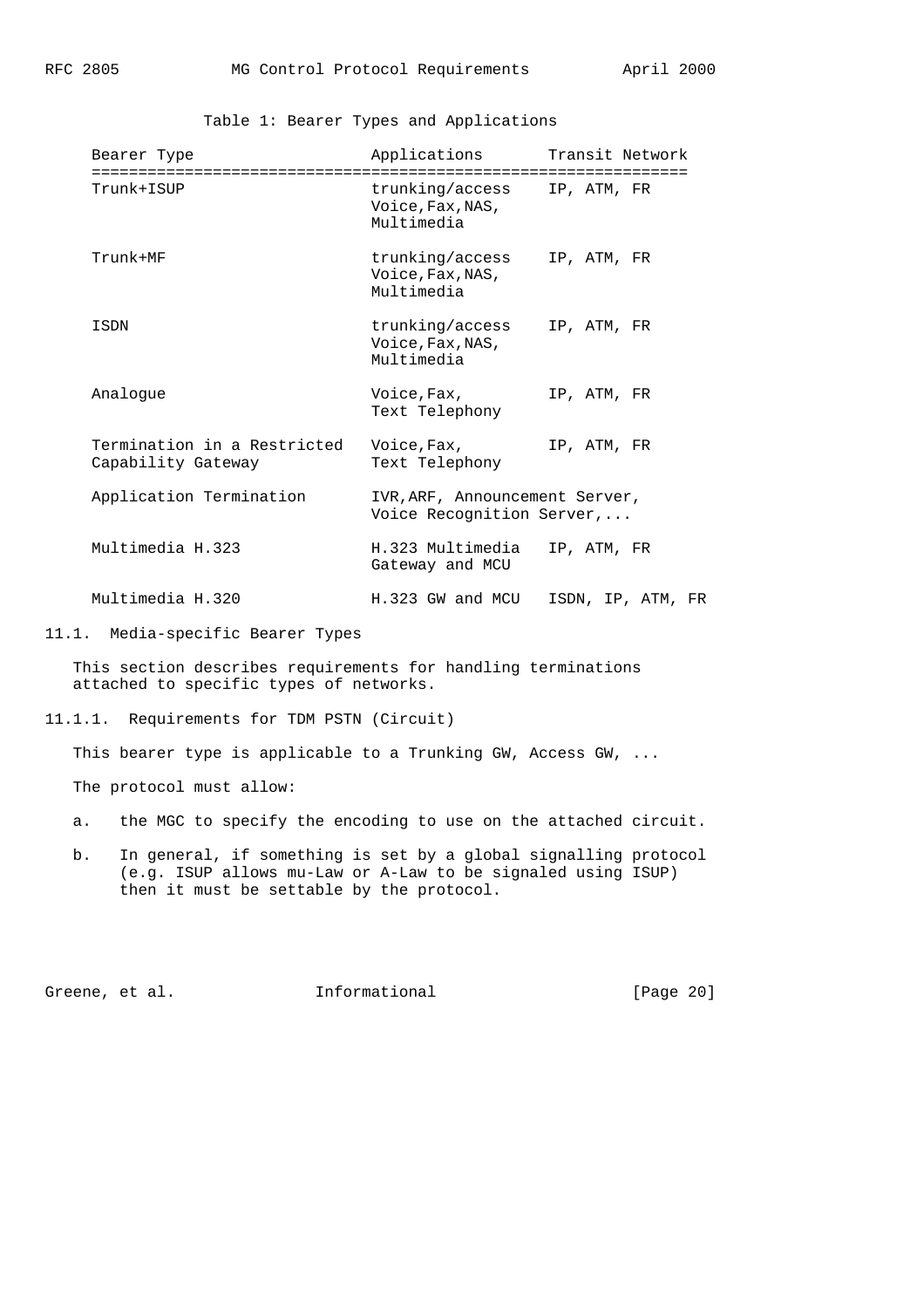Table 1: Bearer Types and Applications

| Bearer Type | Applications | Transit Network |
|---|---|---|
| Trunk+ISUP | trunking/access Voice,Fax,NAS, Multimedia | IP, ATM, FR |
| Trunk+MF | trunking/access Voice,Fax,NAS, Multimedia | IP, ATM, FR |
| ISDN | trunking/access Voice,Fax,NAS, Multimedia | IP, ATM, FR |
| Analogue | Voice,Fax, Text Telephony | IP, ATM, FR |
| Termination in a Restricted Capability Gateway | Voice,Fax, Text Telephony | IP, ATM, FR |
| Application Termination | IVR,ARF, Announcement Server, Voice Recognition Server,... | |
| Multimedia H.323 | H.323 Multimedia Gateway and MCU | IP, ATM, FR |
| Multimedia H.320 | H.323 GW and MCU | ISDN, IP, ATM, FR |

### 11.1. Media-specific Bearer Types

This section describes requirements for handling terminations attached to specific types of networks.

#### 11.1.1. Requirements for TDM PSTN (Circuit)

This bearer type is applicable to a Trunking GW, Access GW, ...

The protocol must allow:

a. the MGC to specify the encoding to use on the attached circuit.

b. In general, if something is set by a global signalling protocol (e.g. ISUP allows mu-Law or A-Law to be signaled using ISUP) then it must be settable by the protocol.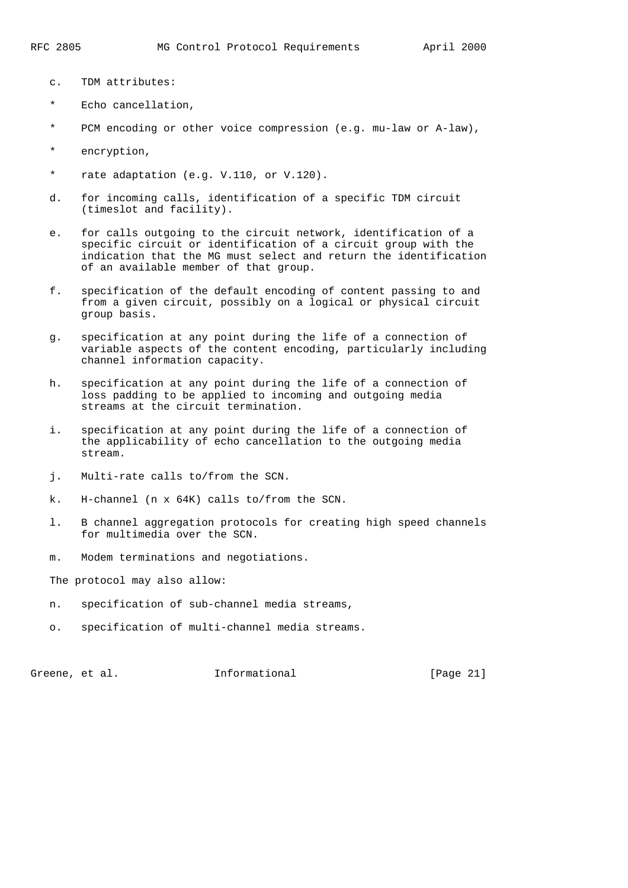c. TDM attributes:

* Echo cancellation,

* PCM encoding or other voice compression (e.g. mu-law or A-law),

* encryption,

* rate adaptation (e.g. V.110, or V.120).

d. for incoming calls, identification of a specific TDM circuit (timeslot and facility).

e. for calls outgoing to the circuit network, identification of a specific circuit or identification of a circuit group with the indication that the MG must select and return the identification of an available member of that group.

f. specification of the default encoding of content passing to and from a given circuit, possibly on a logical or physical circuit group basis.

g. specification at any point during the life of a connection of variable aspects of the content encoding, particularly including channel information capacity.

h. specification at any point during the life of a connection of loss padding to be applied to incoming and outgoing media streams at the circuit termination.

i. specification at any point during the life of a connection of the applicability of echo cancellation to the outgoing media stream.

j. Multi-rate calls to/from the SCN.

k. H-channel (n x 64K) calls to/from the SCN.

l. B channel aggregation protocols for creating high speed channels for multimedia over the SCN.

m. Modem terminations and negotiations.

The protocol may also allow:

n. specification of sub-channel media streams,

o. specification of multi-channel media streams.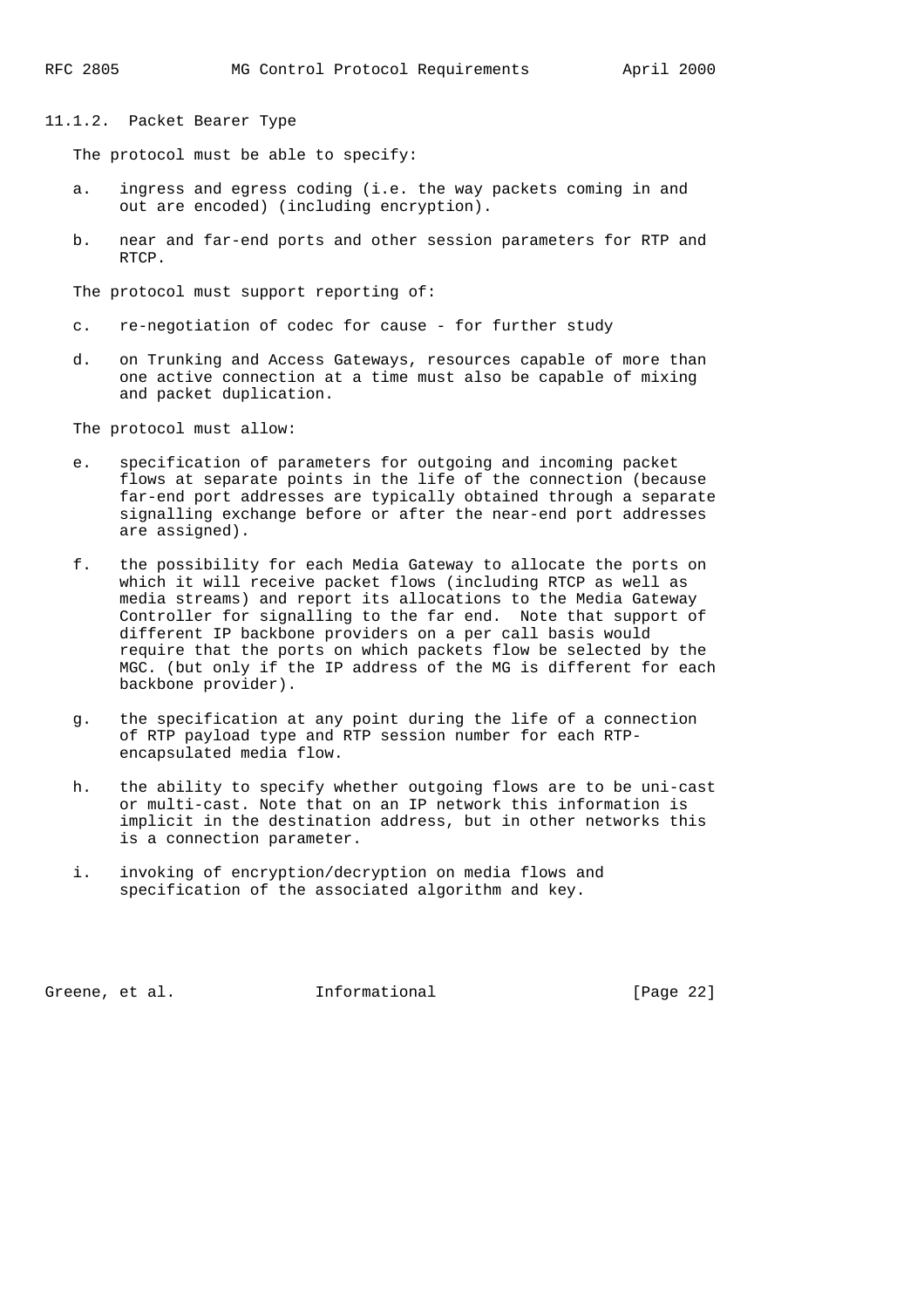#### 11.1.2. Packet Bearer Type

The protocol must be able to specify:

a. ingress and egress coding (i.e. the way packets coming in and out are encoded) (including encryption).

b. near and far-end ports and other session parameters for RTP and RTCP.

The protocol must support reporting of:

c. re-negotiation of codec for cause - for further study

d. on Trunking and Access Gateways, resources capable of more than one active connection at a time must also be capable of mixing and packet duplication.

The protocol must allow:

e. specification of parameters for outgoing and incoming packet flows at separate points in the life of the connection (because far-end port addresses are typically obtained through a separate signalling exchange before or after the near-end port addresses are assigned).

f. the possibility for each Media Gateway to allocate the ports on which it will receive packet flows (including RTCP as well as media streams) and report its allocations to the Media Gateway Controller for signalling to the far end. Note that support of different IP backbone providers on a per call basis would require that the ports on which packets flow be selected by the MGC. (but only if the IP address of the MG is different for each backbone provider).

g. the specification at any point during the life of a connection of RTP payload type and RTP session number for each RTP-encapsulated media flow.

h. the ability to specify whether outgoing flows are to be uni-cast or multi-cast. Note that on an IP network this information is implicit in the destination address, but in other networks this is a connection parameter.

i. invoking of encryption/decryption on media flows and specification of the associated algorithm and key.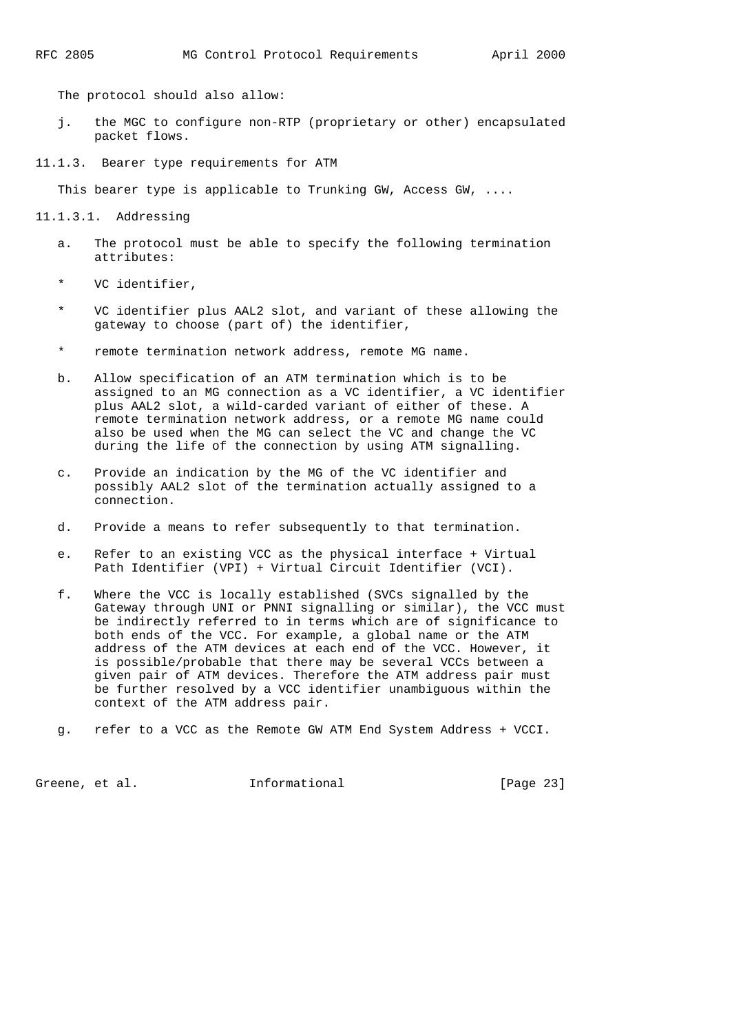The protocol should also allow:

j. the MGC to configure non-RTP (proprietary or other) encapsulated packet flows.

### 11.1.3. Bearer type requirements for ATM

This bearer type is applicable to Trunking GW, Access GW, ....

#### 11.1.3.1. Addressing

a. The protocol must be able to specify the following termination attributes:

   * VC identifier,

   * VC identifier plus AAL2 slot, and variant of these allowing the gateway to choose (part of) the identifier,

   * remote termination network address, remote MG name.

b. Allow specification of an ATM termination which is to be assigned to an MG connection as a VC identifier, a VC identifier plus AAL2 slot, a wild-carded variant of either of these. A remote termination network address, or a remote MG name could also be used when the MG can select the VC and change the VC during the life of the connection by using ATM signalling.

c. Provide an indication by the MG of the VC identifier and possibly AAL2 slot of the termination actually assigned to a connection.

d. Provide a means to refer subsequently to that termination.

e. Refer to an existing VCC as the physical interface + Virtual Path Identifier (VPI) + Virtual Circuit Identifier (VCI).

f. Where the VCC is locally established (SVCs signalled by the Gateway through UNI or PNNI signalling or similar), the VCC must be indirectly referred to in terms which are of significance to both ends of the VCC. For example, a global name or the ATM address of the ATM devices at each end of the VCC. However, it is possible/probable that there may be several VCCs between a given pair of ATM devices. Therefore the ATM address pair must be further resolved by a VCC identifier unambiguous within the context of the ATM address pair.

g. refer to a VCC as the Remote GW ATM End System Address + VCCI.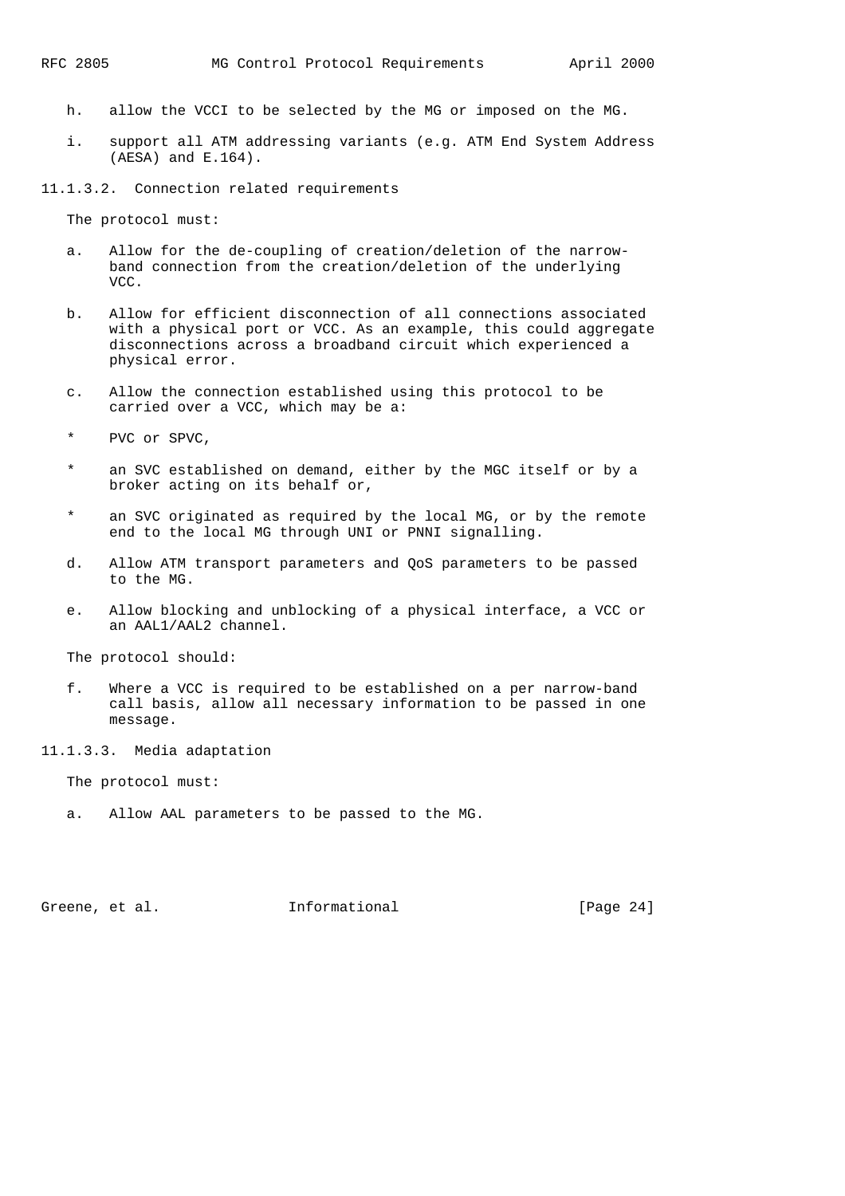h. allow the VCCI to be selected by the MG or imposed on the MG.

i. support all ATM addressing variants (e.g. ATM End System Address (AESA) and E.164).

#### 11.1.3.2. Connection related requirements

The protocol must:

a. Allow for the de-coupling of creation/deletion of the narrow-band connection from the creation/deletion of the underlying VCC.

b. Allow for efficient disconnection of all connections associated with a physical port or VCC. As an example, this could aggregate disconnections across a broadband circuit which experienced a physical error.

c. Allow the connection established using this protocol to be carried over a VCC, which may be a:

* PVC or SPVC,

* an SVC established on demand, either by the MGC itself or by a broker acting on its behalf or,

* an SVC originated as required by the local MG, or by the remote end to the local MG through UNI or PNNI signalling.

d. Allow ATM transport parameters and QoS parameters to be passed to the MG.

e. Allow blocking and unblocking of a physical interface, a VCC or an AAL1/AAL2 channel.

The protocol should:

f. Where a VCC is required to be established on a per narrow-band call basis, allow all necessary information to be passed in one message.

#### 11.1.3.3. Media adaptation

The protocol must:

a. Allow AAL parameters to be passed to the MG.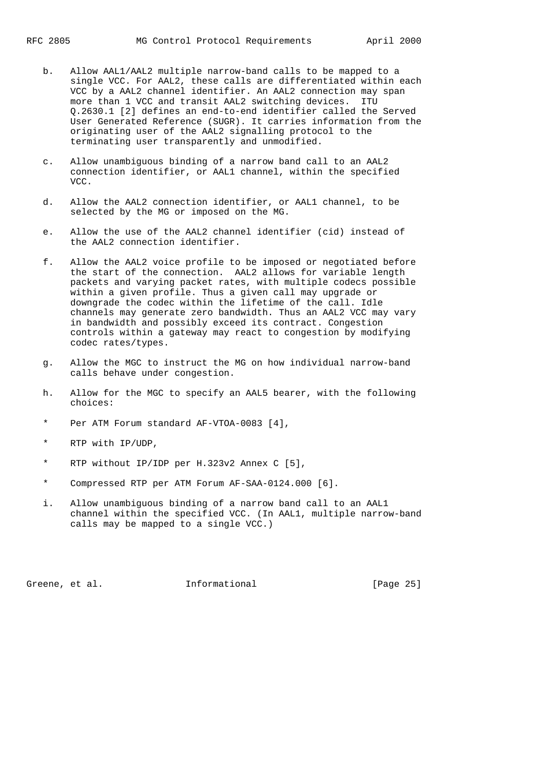b. Allow AAL1/AAL2 multiple narrow-band calls to be mapped to a single VCC. For AAL2, these calls are differentiated within each VCC by a AAL2 channel identifier. An AAL2 connection may span more than 1 VCC and transit AAL2 switching devices. ITU Q.2630.1 [2] defines an end-to-end identifier called the Served User Generated Reference (SUGR). It carries information from the originating user of the AAL2 signalling protocol to the terminating user transparently and unmodified.

c. Allow unambiguous binding of a narrow band call to an AAL2 connection identifier, or AAL1 channel, within the specified VCC.

d. Allow the AAL2 connection identifier, or AAL1 channel, to be selected by the MG or imposed on the MG.

e. Allow the use of the AAL2 channel identifier (cid) instead of the AAL2 connection identifier.

f. Allow the AAL2 voice profile to be imposed or negotiated before the start of the connection. AAL2 allows for variable length packets and varying packet rates, with multiple codecs possible within a given profile. Thus a given call may upgrade or downgrade the codec within the lifetime of the call. Idle channels may generate zero bandwidth. Thus an AAL2 VCC may vary in bandwidth and possibly exceed its contract. Congestion controls within a gateway may react to congestion by modifying codec rates/types.

g. Allow the MGC to instruct the MG on how individual narrow-band calls behave under congestion.

h. Allow for the MGC to specify an AAL5 bearer, with the following choices:

* Per ATM Forum standard AF-VTOA-0083 [4],

* RTP with IP/UDP,

* RTP without IP/IDP per H.323v2 Annex C [5],

* Compressed RTP per ATM Forum AF-SAA-0124.000 [6].

i. Allow unambiguous binding of a narrow band call to an AAL1 channel within the specified VCC. (In AAL1, multiple narrow-band calls may be mapped to a single VCC.)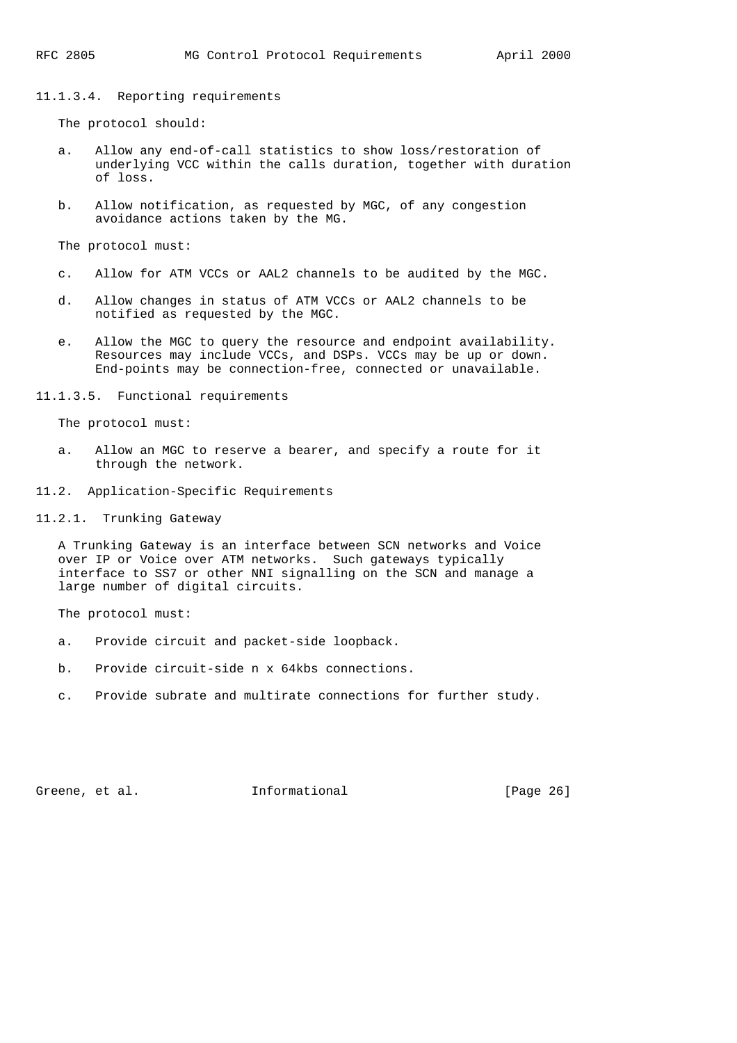#### 11.1.3.4. Reporting requirements

The protocol should:

a. Allow any end-of-call statistics to show loss/restoration of underlying VCC within the calls duration, together with duration of loss.

b. Allow notification, as requested by MGC, of any congestion avoidance actions taken by the MG.

The protocol must:

c. Allow for ATM VCCs or AAL2 channels to be audited by the MGC.

d. Allow changes in status of ATM VCCs or AAL2 channels to be notified as requested by the MGC.

e. Allow the MGC to query the resource and endpoint availability. Resources may include VCCs, and DSPs. VCCs may be up or down. End-points may be connection-free, connected or unavailable.

#### 11.1.3.5. Functional requirements

The protocol must:

a. Allow an MGC to reserve a bearer, and specify a route for it through the network.

## 11.2. Application-Specific Requirements

### 11.2.1. Trunking Gateway

A Trunking Gateway is an interface between SCN networks and Voice over IP or Voice over ATM networks. Such gateways typically interface to SS7 or other NNI signalling on the SCN and manage a large number of digital circuits.

The protocol must:

a. Provide circuit and packet-side loopback.

b. Provide circuit-side n x 64kbs connections.

c. Provide subrate and multirate connections for further study.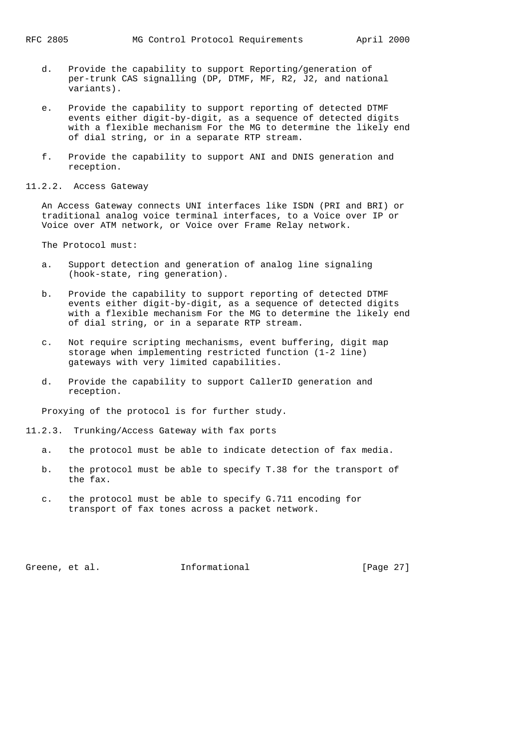d. Provide the capability to support Reporting/generation of per-trunk CAS signalling (DP, DTMF, MF, R2, J2, and national variants).

e. Provide the capability to support reporting of detected DTMF events either digit-by-digit, as a sequence of detected digits with a flexible mechanism For the MG to determine the likely end of dial string, or in a separate RTP stream.

f. Provide the capability to support ANI and DNIS generation and reception.

### 11.2.2. Access Gateway

An Access Gateway connects UNI interfaces like ISDN (PRI and BRI) or traditional analog voice terminal interfaces, to a Voice over IP or Voice over ATM network, or Voice over Frame Relay network.

The Protocol must:

a. Support detection and generation of analog line signaling (hook-state, ring generation).

b. Provide the capability to support reporting of detected DTMF events either digit-by-digit, as a sequence of detected digits with a flexible mechanism For the MG to determine the likely end of dial string, or in a separate RTP stream.

c. Not require scripting mechanisms, event buffering, digit map storage when implementing restricted function (1-2 line) gateways with very limited capabilities.

d. Provide the capability to support CallerID generation and reception.

Proxying of the protocol is for further study.

### 11.2.3. Trunking/Access Gateway with fax ports

a. the protocol must be able to indicate detection of fax media.

b. the protocol must be able to specify T.38 for the transport of the fax.

c. the protocol must be able to specify G.711 encoding for transport of fax tones across a packet network.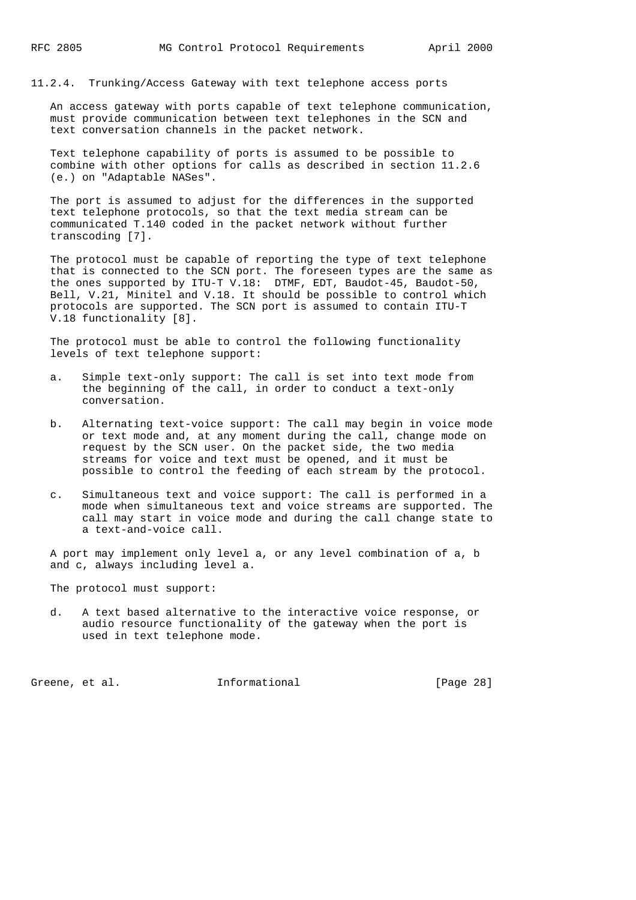### 11.2.4. Trunking/Access Gateway with text telephone access ports

An access gateway with ports capable of text telephone communication, must provide communication between text telephones in the SCN and text conversation channels in the packet network.

Text telephone capability of ports is assumed to be possible to combine with other options for calls as described in section 11.2.6 (e.) on "Adaptable NASes".

The port is assumed to adjust for the differences in the supported text telephone protocols, so that the text media stream can be communicated T.140 coded in the packet network without further transcoding [7].

The protocol must be capable of reporting the type of text telephone that is connected to the SCN port. The foreseen types are the same as the ones supported by ITU-T V.18: DTMF, EDT, Baudot-45, Baudot-50, Bell, V.21, Minitel and V.18. It should be possible to control which protocols are supported. The SCN port is assumed to contain ITU-T V.18 functionality [8].

The protocol must be able to control the following functionality levels of text telephone support:

a. Simple text-only support: The call is set into text mode from the beginning of the call, in order to conduct a text-only conversation.

b. Alternating text-voice support: The call may begin in voice mode or text mode and, at any moment during the call, change mode on request by the SCN user. On the packet side, the two media streams for voice and text must be opened, and it must be possible to control the feeding of each stream by the protocol.

c. Simultaneous text and voice support: The call is performed in a mode when simultaneous text and voice streams are supported. The call may start in voice mode and during the call change state to a text-and-voice call.

A port may implement only level a, or any level combination of a, b and c, always including level a.

The protocol must support:

d. A text based alternative to the interactive voice response, or audio resource functionality of the gateway when the port is used in text telephone mode.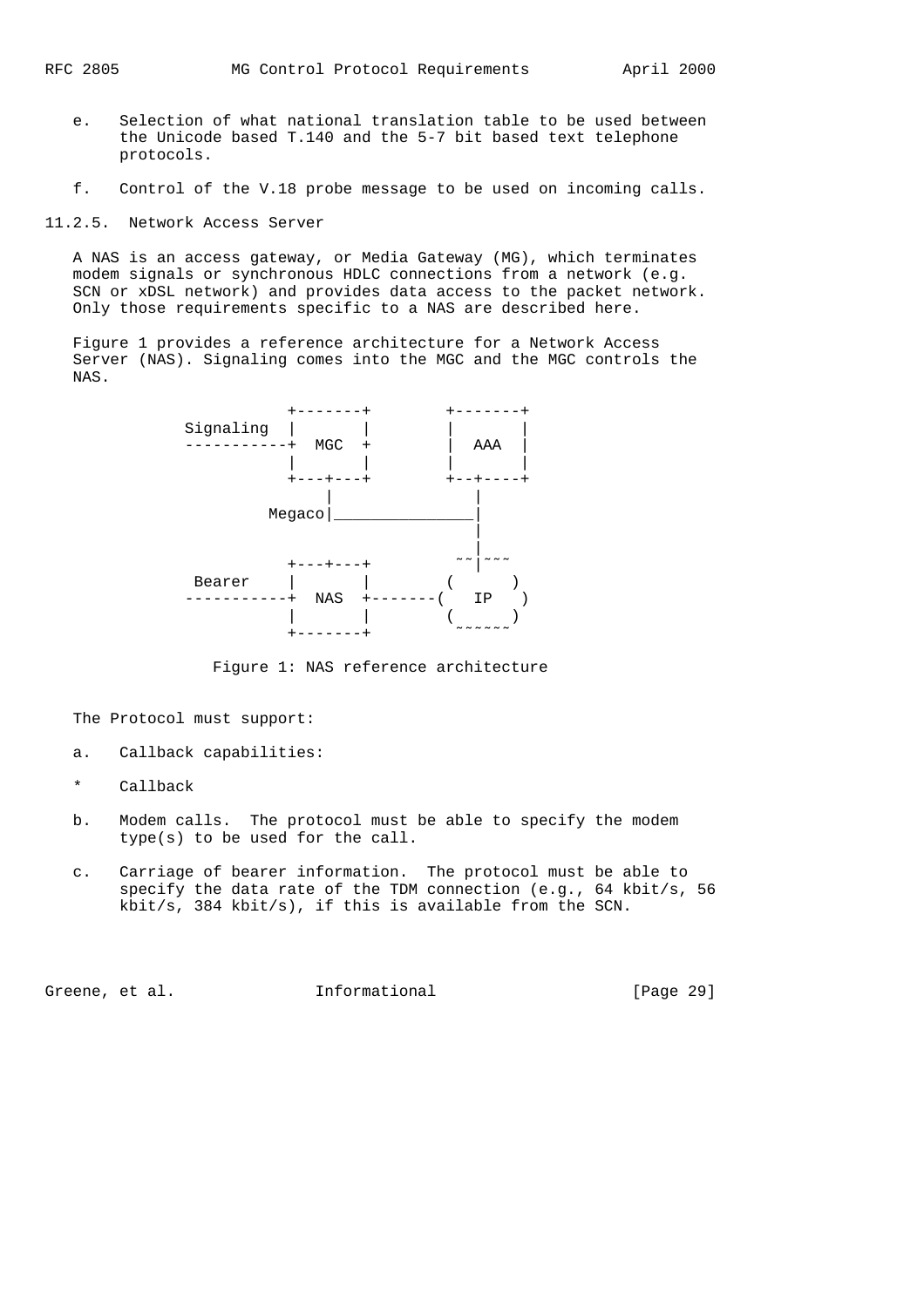e. Selection of what national translation table to be used between the Unicode based T.140 and the 5-7 bit based text telephone protocols.

f. Control of the V.18 probe message to be used on incoming calls.

### 11.2.5. Network Access Server

A NAS is an access gateway, or Media Gateway (MG), which terminates modem signals or synchronous HDLC connections from a network (e.g. SCN or xDSL network) and provides data access to the packet network. Only those requirements specific to a NAS are described here.

Figure 1 provides a reference architecture for a Network Access Server (NAS). Signaling comes into the MGC and the MGC controls the NAS.

```
                 +-------+        +-------+
      Signaling  |       |        |       |
     ------------+  MGC  +        |  AAA  |
                 |       |        |       |
                 +---+---+        +--+----+
                     |               |
              Megaco|_______________|
                                     |
                                     |
                 +---+---+        ~~|~~~
       Bearer    |       |        (      )
     ------------+  NAS  +-------(   IP   )
                 |       |        (______)
                 +-------+         ~~~~~~
```

Figure 1: NAS reference architecture

The Protocol must support:

a. Callback capabilities:

* Callback

b. Modem calls. The protocol must be able to specify the modem type(s) to be used for the call.

c. Carriage of bearer information. The protocol must be able to specify the data rate of the TDM connection (e.g., 64 kbit/s, 56 kbit/s, 384 kbit/s), if this is available from the SCN.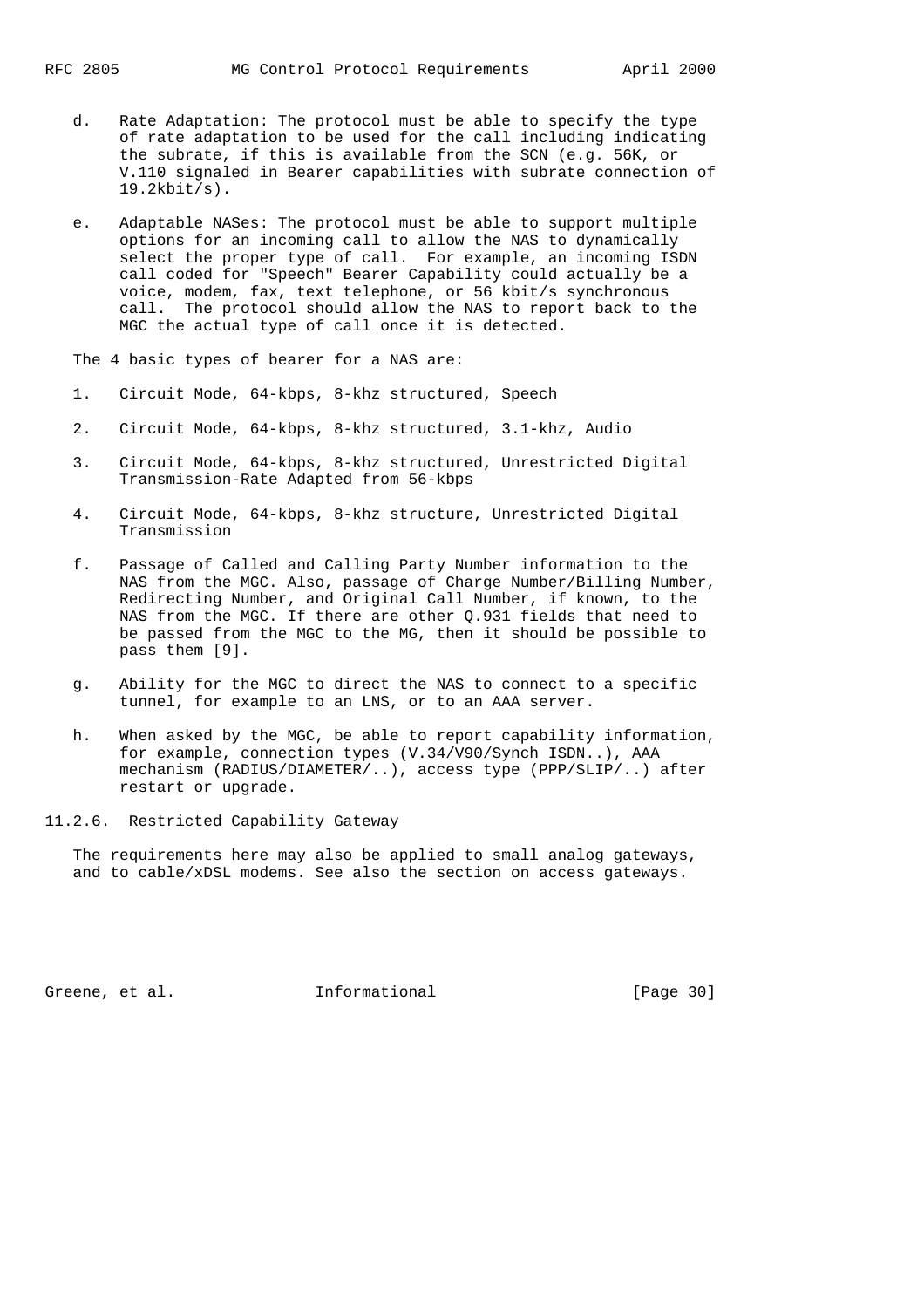d. Rate Adaptation: The protocol must be able to specify the type of rate adaptation to be used for the call including indicating the subrate, if this is available from the SCN (e.g. 56K, or V.110 signaled in Bearer capabilities with subrate connection of 19.2kbit/s).

e. Adaptable NASes: The protocol must be able to support multiple options for an incoming call to allow the NAS to dynamically select the proper type of call. For example, an incoming ISDN call coded for "Speech" Bearer Capability could actually be a voice, modem, fax, text telephone, or 56 kbit/s synchronous call. The protocol should allow the NAS to report back to the MGC the actual type of call once it is detected.

The 4 basic types of bearer for a NAS are:

1. Circuit Mode, 64-kbps, 8-khz structured, Speech

2. Circuit Mode, 64-kbps, 8-khz structured, 3.1-khz, Audio

3. Circuit Mode, 64-kbps, 8-khz structured, Unrestricted Digital Transmission-Rate Adapted from 56-kbps

4. Circuit Mode, 64-kbps, 8-khz structure, Unrestricted Digital Transmission

f. Passage of Called and Calling Party Number information to the NAS from the MGC. Also, passage of Charge Number/Billing Number, Redirecting Number, and Original Call Number, if known, to the NAS from the MGC. If there are other Q.931 fields that need to be passed from the MGC to the MG, then it should be possible to pass them [9].

g. Ability for the MGC to direct the NAS to connect to a specific tunnel, for example to an LNS, or to an AAA server.

h. When asked by the MGC, be able to report capability information, for example, connection types (V.34/V90/Synch ISDN..), AAA mechanism (RADIUS/DIAMETER/..), access type (PPP/SLIP/..) after restart or upgrade.

### 11.2.6. Restricted Capability Gateway

The requirements here may also be applied to small analog gateways, and to cable/xDSL modems. See also the section on access gateways.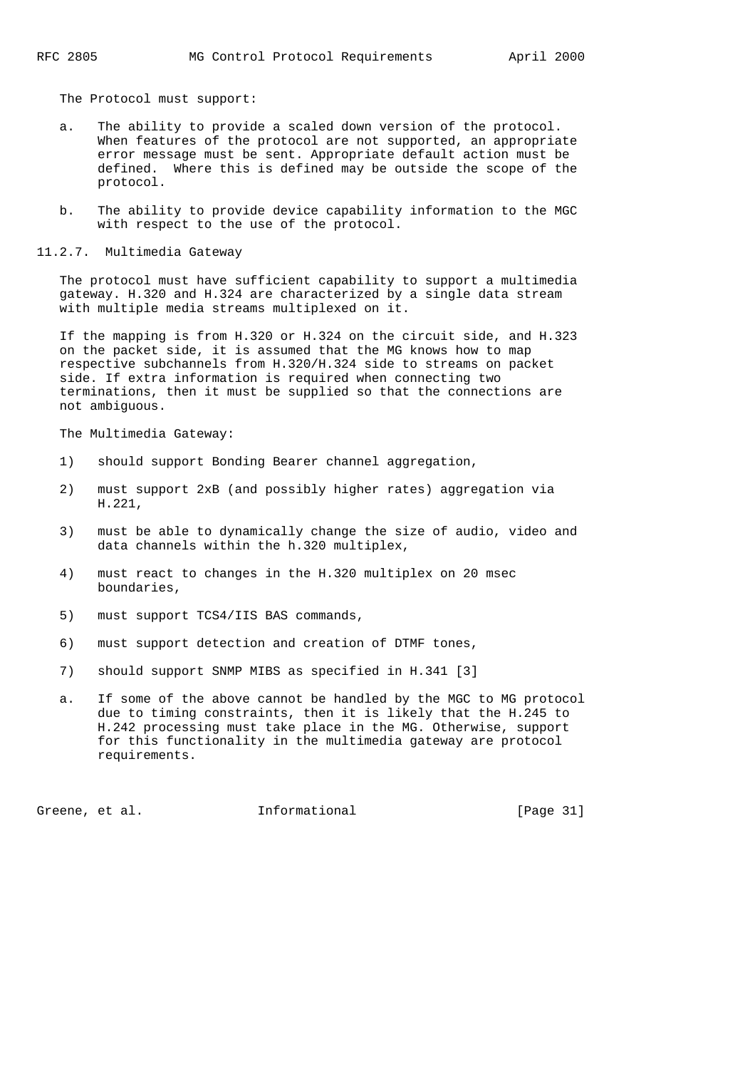The Protocol must support:

a. The ability to provide a scaled down version of the protocol. When features of the protocol are not supported, an appropriate error message must be sent. Appropriate default action must be defined. Where this is defined may be outside the scope of the protocol.

b. The ability to provide device capability information to the MGC with respect to the use of the protocol.

### 11.2.7. Multimedia Gateway

The protocol must have sufficient capability to support a multimedia gateway. H.320 and H.324 are characterized by a single data stream with multiple media streams multiplexed on it.

If the mapping is from H.320 or H.324 on the circuit side, and H.323 on the packet side, it is assumed that the MG knows how to map respective subchannels from H.320/H.324 side to streams on packet side. If extra information is required when connecting two terminations, then it must be supplied so that the connections are not ambiguous.

The Multimedia Gateway:

1) should support Bonding Bearer channel aggregation,

2) must support 2xB (and possibly higher rates) aggregation via H.221,

3) must be able to dynamically change the size of audio, video and data channels within the h.320 multiplex,

4) must react to changes in the H.320 multiplex on 20 msec boundaries,

5) must support TCS4/IIS BAS commands,

6) must support detection and creation of DTMF tones,

7) should support SNMP MIBS as specified in H.341 [3]

a. If some of the above cannot be handled by the MGC to MG protocol due to timing constraints, then it is likely that the H.245 to H.242 processing must take place in the MG. Otherwise, support for this functionality in the multimedia gateway are protocol requirements.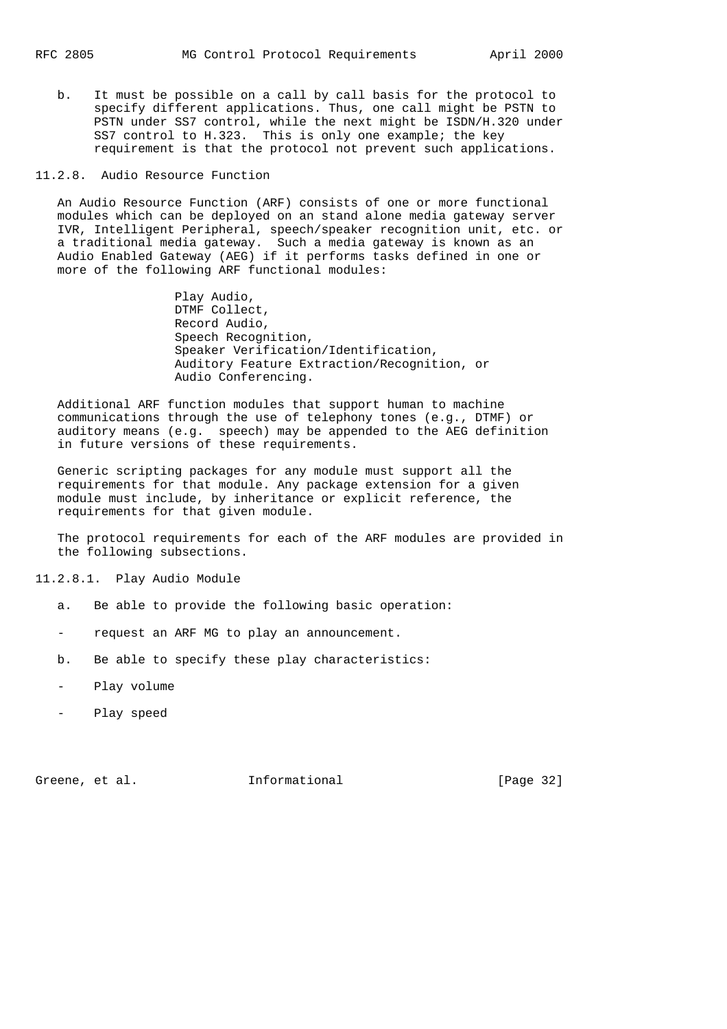b. It must be possible on a call by call basis for the protocol to specify different applications. Thus, one call might be PSTN to PSTN under SS7 control, while the next might be ISDN/H.320 under SS7 control to H.323. This is only one example; the key requirement is that the protocol not prevent such applications.

#### 11.2.8. Audio Resource Function

An Audio Resource Function (ARF) consists of one or more functional modules which can be deployed on an stand alone media gateway server IVR, Intelligent Peripheral, speech/speaker recognition unit, etc. or a traditional media gateway. Such a media gateway is known as an Audio Enabled Gateway (AEG) if it performs tasks defined in one or more of the following ARF functional modules:

- Play Audio,
- DTMF Collect,
- Record Audio,
- Speech Recognition,
- Speaker Verification/Identification,
- Auditory Feature Extraction/Recognition, or
- Audio Conferencing.

Additional ARF function modules that support human to machine communications through the use of telephony tones (e.g., DTMF) or auditory means (e.g. speech) may be appended to the AEG definition in future versions of these requirements.

Generic scripting packages for any module must support all the requirements for that module. Any package extension for a given module must include, by inheritance or explicit reference, the requirements for that given module.

The protocol requirements for each of the ARF modules are provided in the following subsections.

##### 11.2.8.1. Play Audio Module

a. Be able to provide the following basic operation:

- request an ARF MG to play an announcement.

b. Be able to specify these play characteristics:

- Play volume
- Play speed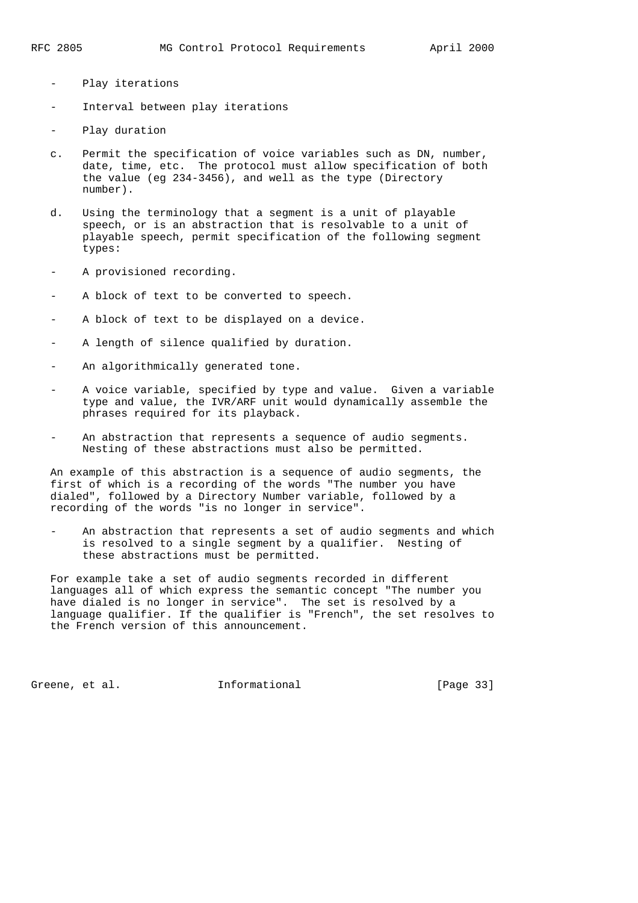- Play iterations

- Interval between play iterations

- Play duration

c. Permit the specification of voice variables such as DN, number, date, time, etc. The protocol must allow specification of both the value (eg 234-3456), and well as the type (Directory number).

d. Using the terminology that a segment is a unit of playable speech, or is an abstraction that is resolvable to a unit of playable speech, permit specification of the following segment types:

- A provisioned recording.

- A block of text to be converted to speech.

- A block of text to be displayed on a device.

- A length of silence qualified by duration.

- An algorithmically generated tone.

- A voice variable, specified by type and value. Given a variable type and value, the IVR/ARF unit would dynamically assemble the phrases required for its playback.

- An abstraction that represents a sequence of audio segments. Nesting of these abstractions must also be permitted.

An example of this abstraction is a sequence of audio segments, the first of which is a recording of the words "The number you have dialed", followed by a Directory Number variable, followed by a recording of the words "is no longer in service".

- An abstraction that represents a set of audio segments and which is resolved to a single segment by a qualifier. Nesting of these abstractions must be permitted.

For example take a set of audio segments recorded in different languages all of which express the semantic concept "The number you have dialed is no longer in service". The set is resolved by a language qualifier. If the qualifier is "French", the set resolves to the French version of this announcement.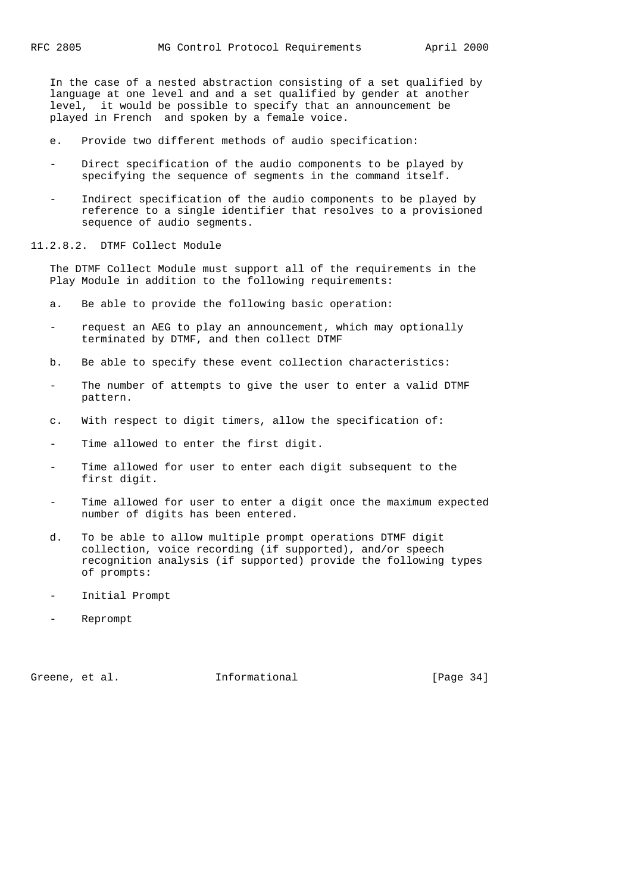In the case of a nested abstraction consisting of a set qualified by language at one level and and a set qualified by gender at another level, it would be possible to specify that an announcement be played in French and spoken by a female voice.

e. Provide two different methods of audio specification:

- Direct specification of the audio components to be played by specifying the sequence of segments in the command itself.

- Indirect specification of the audio components to be played by reference to a single identifier that resolves to a provisioned sequence of audio segments.

### 11.2.8.2. DTMF Collect Module

The DTMF Collect Module must support all of the requirements in the Play Module in addition to the following requirements:

a. Be able to provide the following basic operation:

- request an AEG to play an announcement, which may optionally terminated by DTMF, and then collect DTMF

b. Be able to specify these event collection characteristics:

- The number of attempts to give the user to enter a valid DTMF pattern.

c. With respect to digit timers, allow the specification of:

- Time allowed to enter the first digit.

- Time allowed for user to enter each digit subsequent to the first digit.

- Time allowed for user to enter a digit once the maximum expected number of digits has been entered.

d. To be able to allow multiple prompt operations DTMF digit collection, voice recording (if supported), and/or speech recognition analysis (if supported) provide the following types of prompts:

- Initial Prompt

- Reprompt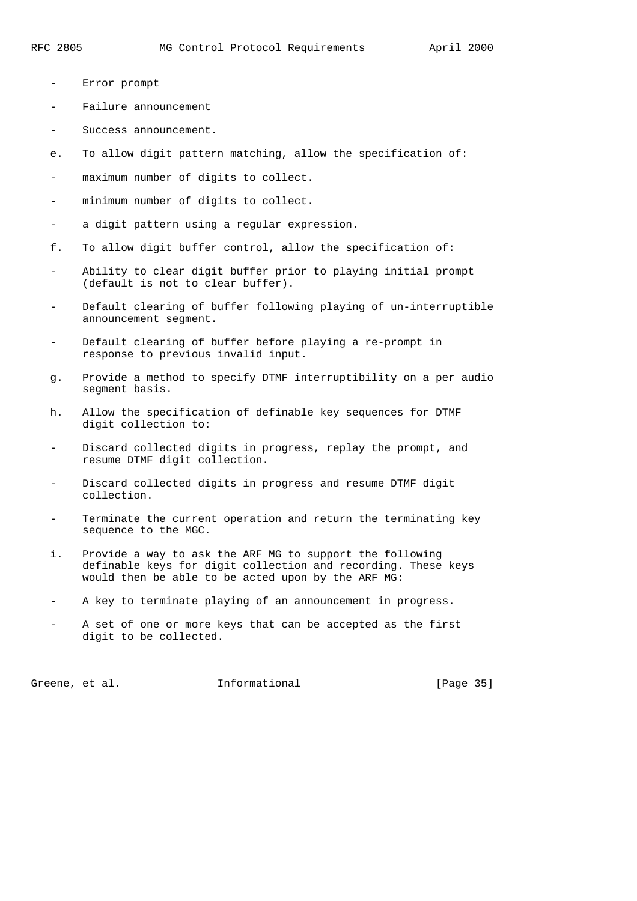- Error prompt
- Failure announcement
- Success announcement.

e. To allow digit pattern matching, allow the specification of:

- maximum number of digits to collect.
- minimum number of digits to collect.
- a digit pattern using a regular expression.

f. To allow digit buffer control, allow the specification of:

- Ability to clear digit buffer prior to playing initial prompt (default is not to clear buffer).
- Default clearing of buffer following playing of un-interruptible announcement segment.
- Default clearing of buffer before playing a re-prompt in response to previous invalid input.

g. Provide a method to specify DTMF interruptibility on a per audio segment basis.

h. Allow the specification of definable key sequences for DTMF digit collection to:

- Discard collected digits in progress, replay the prompt, and resume DTMF digit collection.
- Discard collected digits in progress and resume DTMF digit collection.
- Terminate the current operation and return the terminating key sequence to the MGC.

i. Provide a way to ask the ARF MG to support the following definable keys for digit collection and recording. These keys would then be able to be acted upon by the ARF MG:

- A key to terminate playing of an announcement in progress.
- A set of one or more keys that can be accepted as the first digit to be collected.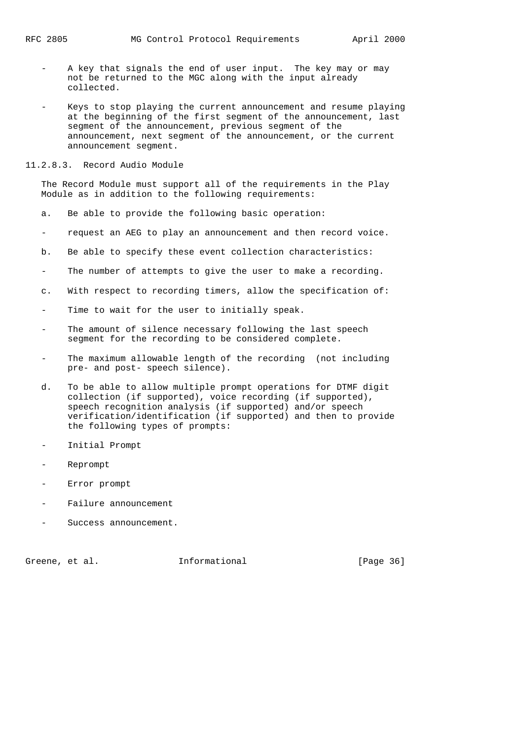- A key that signals the end of user input. The key may or may not be returned to the MGC along with the input already collected.

- Keys to stop playing the current announcement and resume playing at the beginning of the first segment of the announcement, last segment of the announcement, previous segment of the announcement, next segment of the announcement, or the current announcement segment.

### 11.2.8.3. Record Audio Module

The Record Module must support all of the requirements in the Play Module as in addition to the following requirements:

a. Be able to provide the following basic operation:

- request an AEG to play an announcement and then record voice.

b. Be able to specify these event collection characteristics:

- The number of attempts to give the user to make a recording.

c. With respect to recording timers, allow the specification of:

- Time to wait for the user to initially speak.

- The amount of silence necessary following the last speech segment for the recording to be considered complete.

- The maximum allowable length of the recording (not including pre- and post- speech silence).

d. To be able to allow multiple prompt operations for DTMF digit collection (if supported), voice recording (if supported), speech recognition analysis (if supported) and/or speech verification/identification (if supported) and then to provide the following types of prompts:

- Initial Prompt

- Reprompt

- Error prompt

- Failure announcement

- Success announcement.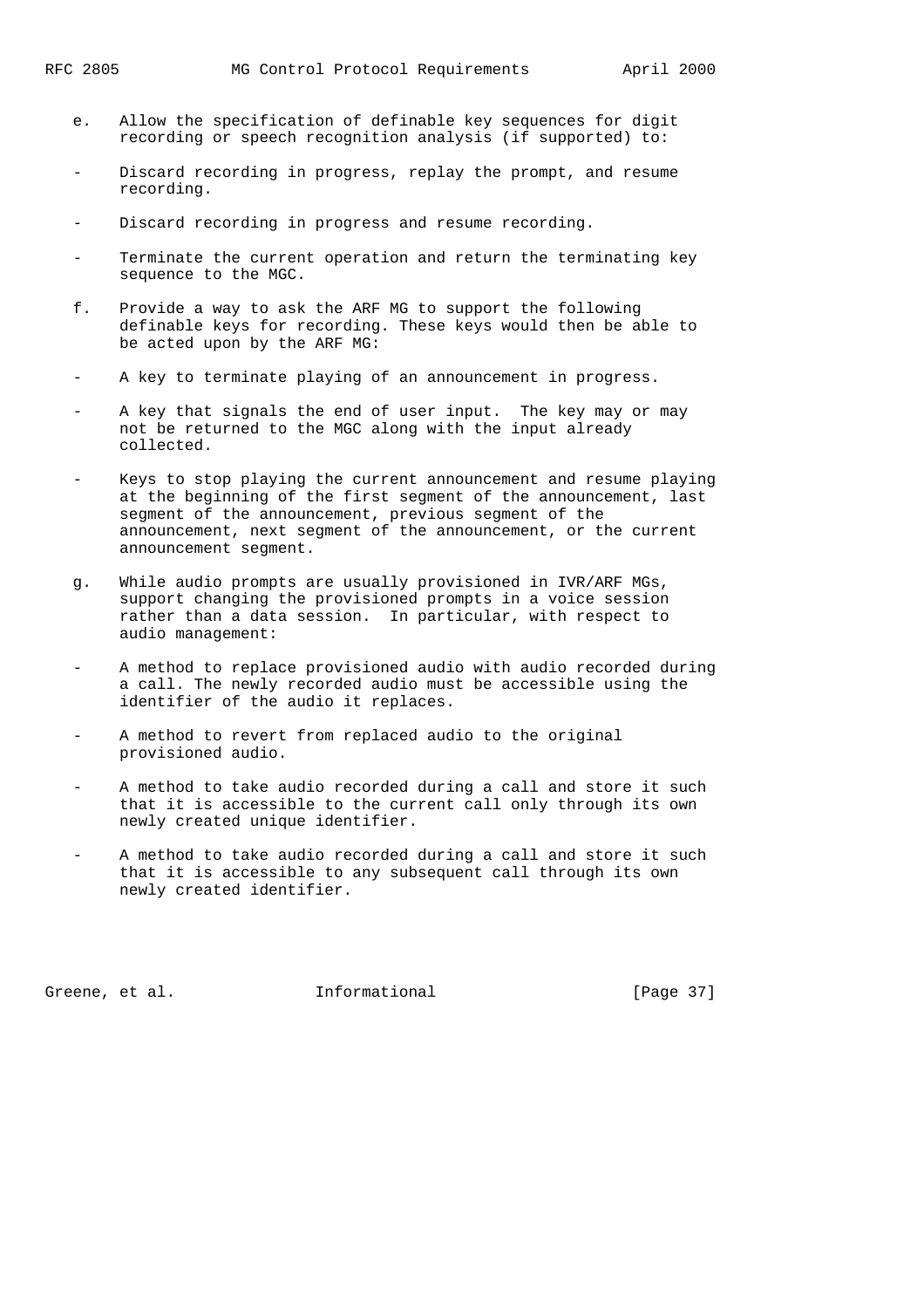e. Allow the specification of definable key sequences for digit recording or speech recognition analysis (if supported) to:

- Discard recording in progress, replay the prompt, and resume recording.

- Discard recording in progress and resume recording.

- Terminate the current operation and return the terminating key sequence to the MGC.

f. Provide a way to ask the ARF MG to support the following definable keys for recording. These keys would then be able to be acted upon by the ARF MG:

- A key to terminate playing of an announcement in progress.

- A key that signals the end of user input. The key may or may not be returned to the MGC along with the input already collected.

- Keys to stop playing the current announcement and resume playing at the beginning of the first segment of the announcement, last segment of the announcement, previous segment of the announcement, next segment of the announcement, or the current announcement segment.

g. While audio prompts are usually provisioned in IVR/ARF MGs, support changing the provisioned prompts in a voice session rather than a data session. In particular, with respect to audio management:

- A method to replace provisioned audio with audio recorded during a call. The newly recorded audio must be accessible using the identifier of the audio it replaces.

- A method to revert from replaced audio to the original provisioned audio.

- A method to take audio recorded during a call and store it such that it is accessible to the current call only through its own newly created unique identifier.

- A method to take audio recorded during a call and store it such that it is accessible to any subsequent call through its own newly created identifier.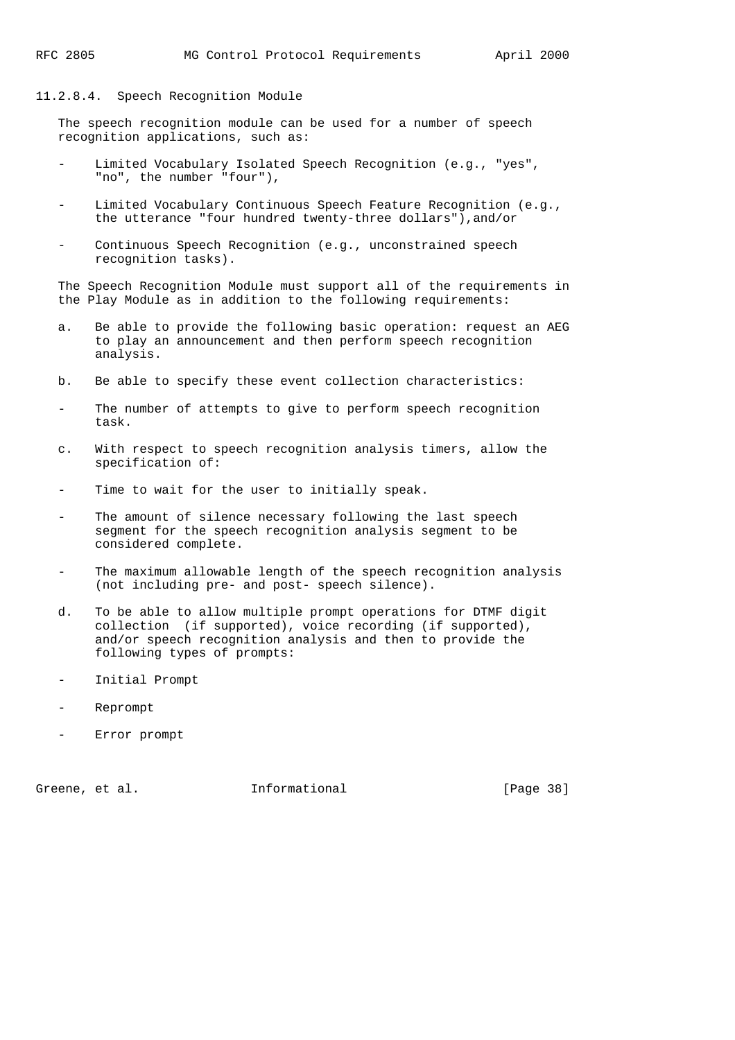#### 11.2.8.4. Speech Recognition Module

The speech recognition module can be used for a number of speech recognition applications, such as:

- Limited Vocabulary Isolated Speech Recognition (e.g., "yes", "no", the number "four"),

- Limited Vocabulary Continuous Speech Feature Recognition (e.g., the utterance "four hundred twenty-three dollars"),and/or

- Continuous Speech Recognition (e.g., unconstrained speech recognition tasks).

The Speech Recognition Module must support all of the requirements in the Play Module as in addition to the following requirements:

a. Be able to provide the following basic operation: request an AEG to play an announcement and then perform speech recognition analysis.

b. Be able to specify these event collection characteristics:

- The number of attempts to give to perform speech recognition task.

c. With respect to speech recognition analysis timers, allow the specification of:

- Time to wait for the user to initially speak.

- The amount of silence necessary following the last speech segment for the speech recognition analysis segment to be considered complete.

- The maximum allowable length of the speech recognition analysis (not including pre- and post- speech silence).

d. To be able to allow multiple prompt operations for DTMF digit collection (if supported), voice recording (if supported), and/or speech recognition analysis and then to provide the following types of prompts:

- Initial Prompt

- Reprompt

- Error prompt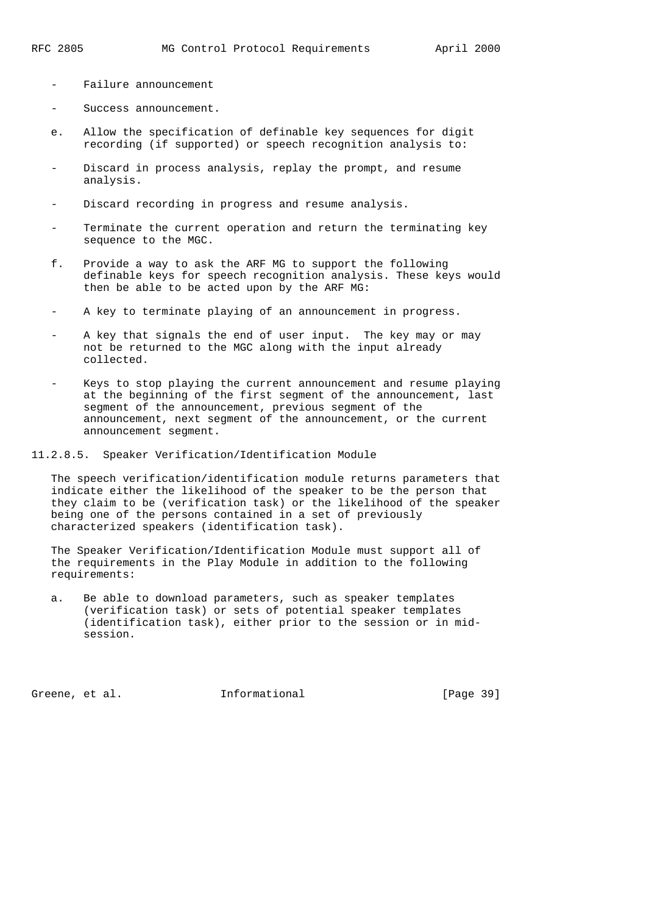- Failure announcement
- Success announcement.

e. Allow the specification of definable key sequences for digit recording (if supported) or speech recognition analysis to:

- Discard in process analysis, replay the prompt, and resume analysis.
- Discard recording in progress and resume analysis.
- Terminate the current operation and return the terminating key sequence to the MGC.

f. Provide a way to ask the ARF MG to support the following definable keys for speech recognition analysis. These keys would then be able to be acted upon by the ARF MG:

- A key to terminate playing of an announcement in progress.
- A key that signals the end of user input. The key may or may not be returned to the MGC along with the input already collected.
- Keys to stop playing the current announcement and resume playing at the beginning of the first segment of the announcement, last segment of the announcement, previous segment of the announcement, next segment of the announcement, or the current announcement segment.

#### 11.2.8.5. Speaker Verification/Identification Module

The speech verification/identification module returns parameters that indicate either the likelihood of the speaker to be the person that they claim to be (verification task) or the likelihood of the speaker being one of the persons contained in a set of previously characterized speakers (identification task).

The Speaker Verification/Identification Module must support all of the requirements in the Play Module in addition to the following requirements:

a. Be able to download parameters, such as speaker templates (verification task) or sets of potential speaker templates (identification task), either prior to the session or in mid-session.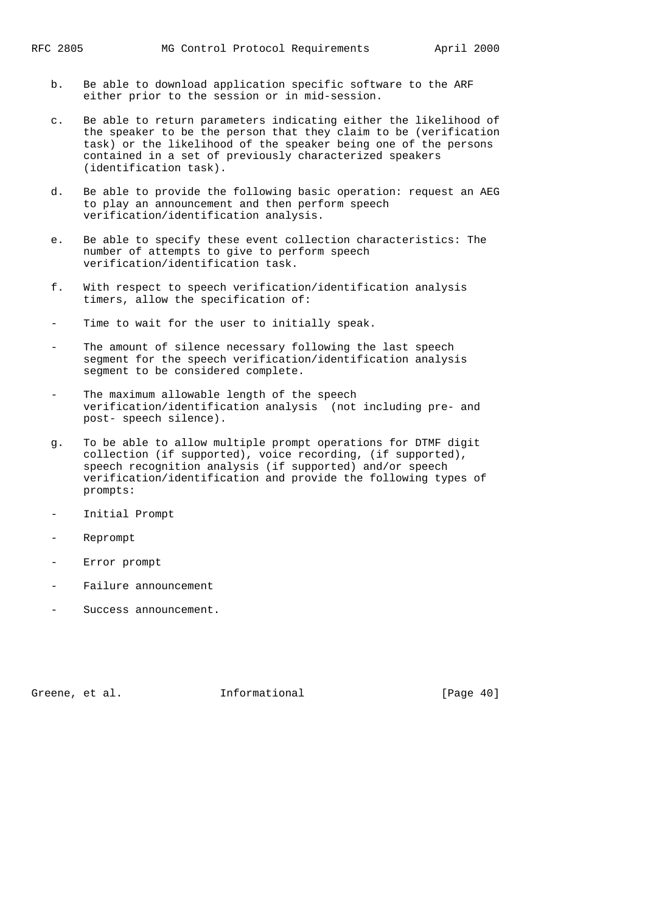b. Be able to download application specific software to the ARF either prior to the session or in mid-session.

c. Be able to return parameters indicating either the likelihood of the speaker to be the person that they claim to be (verification task) or the likelihood of the speaker being one of the persons contained in a set of previously characterized speakers (identification task).

d. Be able to provide the following basic operation: request an AEG to play an announcement and then perform speech verification/identification analysis.

e. Be able to specify these event collection characteristics: The number of attempts to give to perform speech verification/identification task.

f. With respect to speech verification/identification analysis timers, allow the specification of:

- Time to wait for the user to initially speak.

- The amount of silence necessary following the last speech segment for the speech verification/identification analysis segment to be considered complete.

- The maximum allowable length of the speech verification/identification analysis (not including pre- and post- speech silence).

g. To be able to allow multiple prompt operations for DTMF digit collection (if supported), voice recording, (if supported), speech recognition analysis (if supported) and/or speech verification/identification and provide the following types of prompts:

- Initial Prompt

- Reprompt

- Error prompt

- Failure announcement

- Success announcement.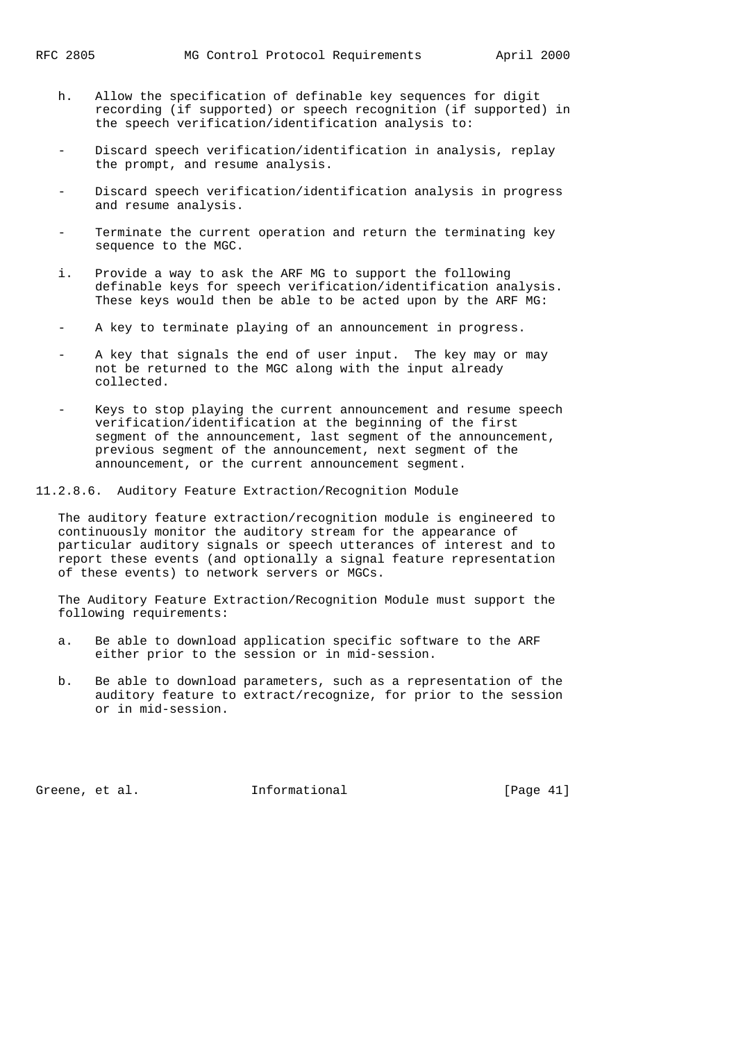h. Allow the specification of definable key sequences for digit recording (if supported) or speech recognition (if supported) in the speech verification/identification analysis to:

- Discard speech verification/identification in analysis, replay the prompt, and resume analysis.
- Discard speech verification/identification analysis in progress and resume analysis.
- Terminate the current operation and return the terminating key sequence to the MGC.

i. Provide a way to ask the ARF MG to support the following definable keys for speech verification/identification analysis. These keys would then be able to be acted upon by the ARF MG:

- A key to terminate playing of an announcement in progress.
- A key that signals the end of user input. The key may or may not be returned to the MGC along with the input already collected.
- Keys to stop playing the current announcement and resume speech verification/identification at the beginning of the first segment of the announcement, last segment of the announcement, previous segment of the announcement, next segment of the announcement, or the current announcement segment.

### 11.2.8.6. Auditory Feature Extraction/Recognition Module

The auditory feature extraction/recognition module is engineered to continuously monitor the auditory stream for the appearance of particular auditory signals or speech utterances of interest and to report these events (and optionally a signal feature representation of these events) to network servers or MGCs.

The Auditory Feature Extraction/Recognition Module must support the following requirements:

a. Be able to download application specific software to the ARF either prior to the session or in mid-session.

b. Be able to download parameters, such as a representation of the auditory feature to extract/recognize, for prior to the session or in mid-session.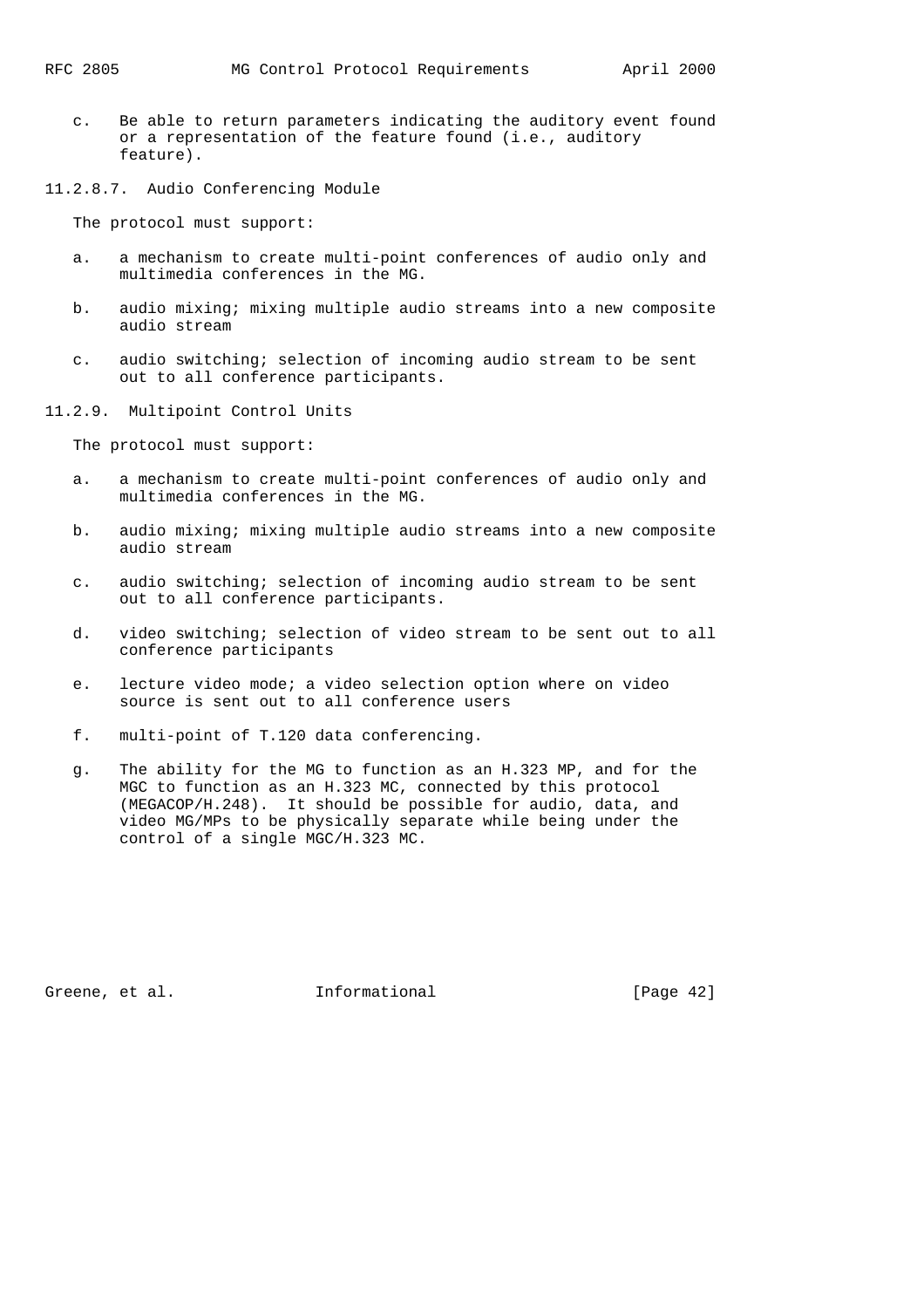c. Be able to return parameters indicating the auditory event found or a representation of the feature found (i.e., auditory feature).

#### 11.2.8.7. Audio Conferencing Module

The protocol must support:

a. a mechanism to create multi-point conferences of audio only and multimedia conferences in the MG.

b. audio mixing; mixing multiple audio streams into a new composite audio stream

c. audio switching; selection of incoming audio stream to be sent out to all conference participants.

### 11.2.9. Multipoint Control Units

The protocol must support:

a. a mechanism to create multi-point conferences of audio only and multimedia conferences in the MG.

b. audio mixing; mixing multiple audio streams into a new composite audio stream

c. audio switching; selection of incoming audio stream to be sent out to all conference participants.

d. video switching; selection of video stream to be sent out to all conference participants

e. lecture video mode; a video selection option where on video source is sent out to all conference users

f. multi-point of T.120 data conferencing.

g. The ability for the MG to function as an H.323 MP, and for the MGC to function as an H.323 MC, connected by this protocol (MEGACOP/H.248). It should be possible for audio, data, and video MG/MPs to be physically separate while being under the control of a single MGC/H.323 MC.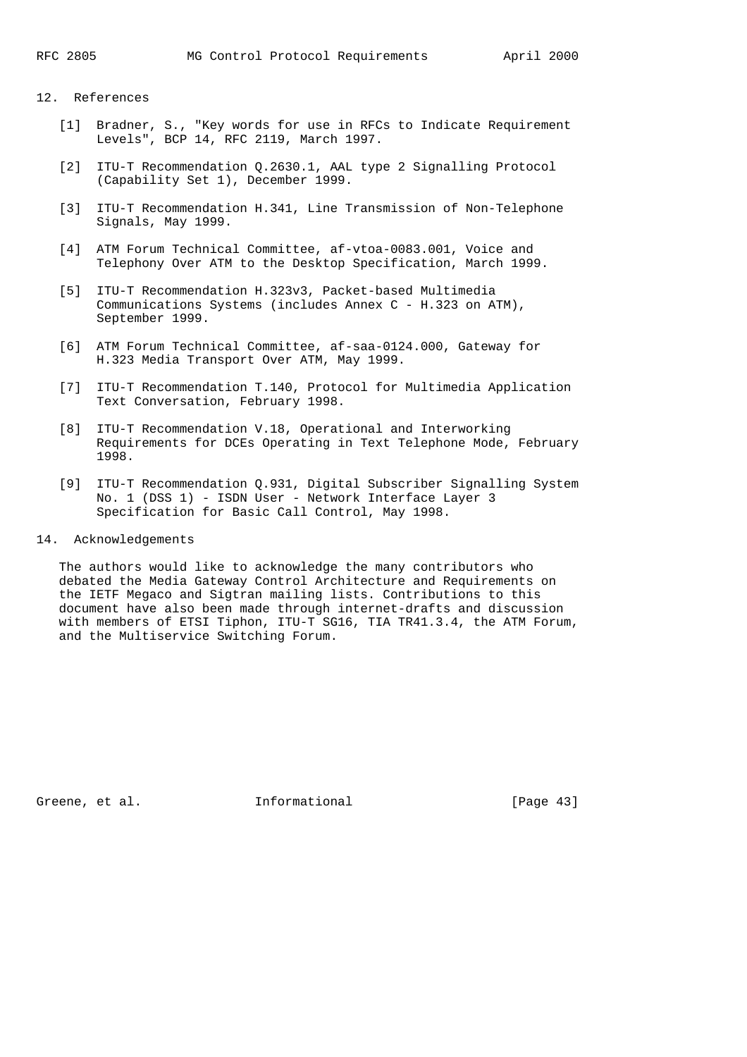## 12. References

[1] Bradner, S., "Key words for use in RFCs to Indicate Requirement Levels", BCP 14, RFC 2119, March 1997.

[2] ITU-T Recommendation Q.2630.1, AAL type 2 Signalling Protocol (Capability Set 1), December 1999.

[3] ITU-T Recommendation H.341, Line Transmission of Non-Telephone Signals, May 1999.

[4] ATM Forum Technical Committee, af-vtoa-0083.001, Voice and Telephony Over ATM to the Desktop Specification, March 1999.

[5] ITU-T Recommendation H.323v3, Packet-based Multimedia Communications Systems (includes Annex C - H.323 on ATM), September 1999.

[6] ATM Forum Technical Committee, af-saa-0124.000, Gateway for H.323 Media Transport Over ATM, May 1999.

[7] ITU-T Recommendation T.140, Protocol for Multimedia Application Text Conversation, February 1998.

[8] ITU-T Recommendation V.18, Operational and Interworking Requirements for DCEs Operating in Text Telephone Mode, February 1998.

[9] ITU-T Recommendation Q.931, Digital Subscriber Signalling System No. 1 (DSS 1) - ISDN User - Network Interface Layer 3 Specification for Basic Call Control, May 1998.

## 14. Acknowledgements

The authors would like to acknowledge the many contributors who debated the Media Gateway Control Architecture and Requirements on the IETF Megaco and Sigtran mailing lists. Contributions to this document have also been made through internet-drafts and discussion with members of ETSI Tiphon, ITU-T SG16, TIA TR41.3.4, the ATM Forum, and the Multiservice Switching Forum.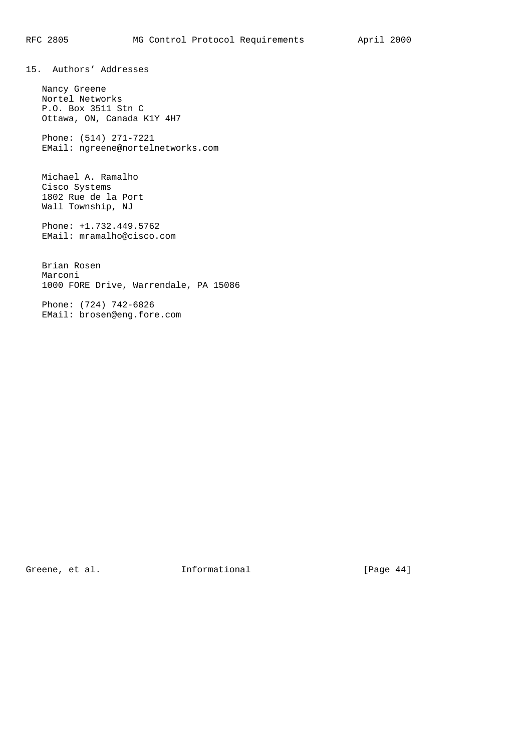## 15. Authors' Addresses

Nancy Greene
Nortel Networks
P.O. Box 3511 Stn C
Ottawa, ON, Canada K1Y 4H7

Phone: (514) 271-7221
EMail: ngreene@nortelnetworks.com

Michael A. Ramalho
Cisco Systems
1802 Rue de la Port
Wall Township, NJ

Phone: +1.732.449.5762
EMail: mramalho@cisco.com

Brian Rosen
Marconi
1000 FORE Drive, Warrendale, PA 15086

Phone: (724) 742-6826
EMail: brosen@eng.fore.com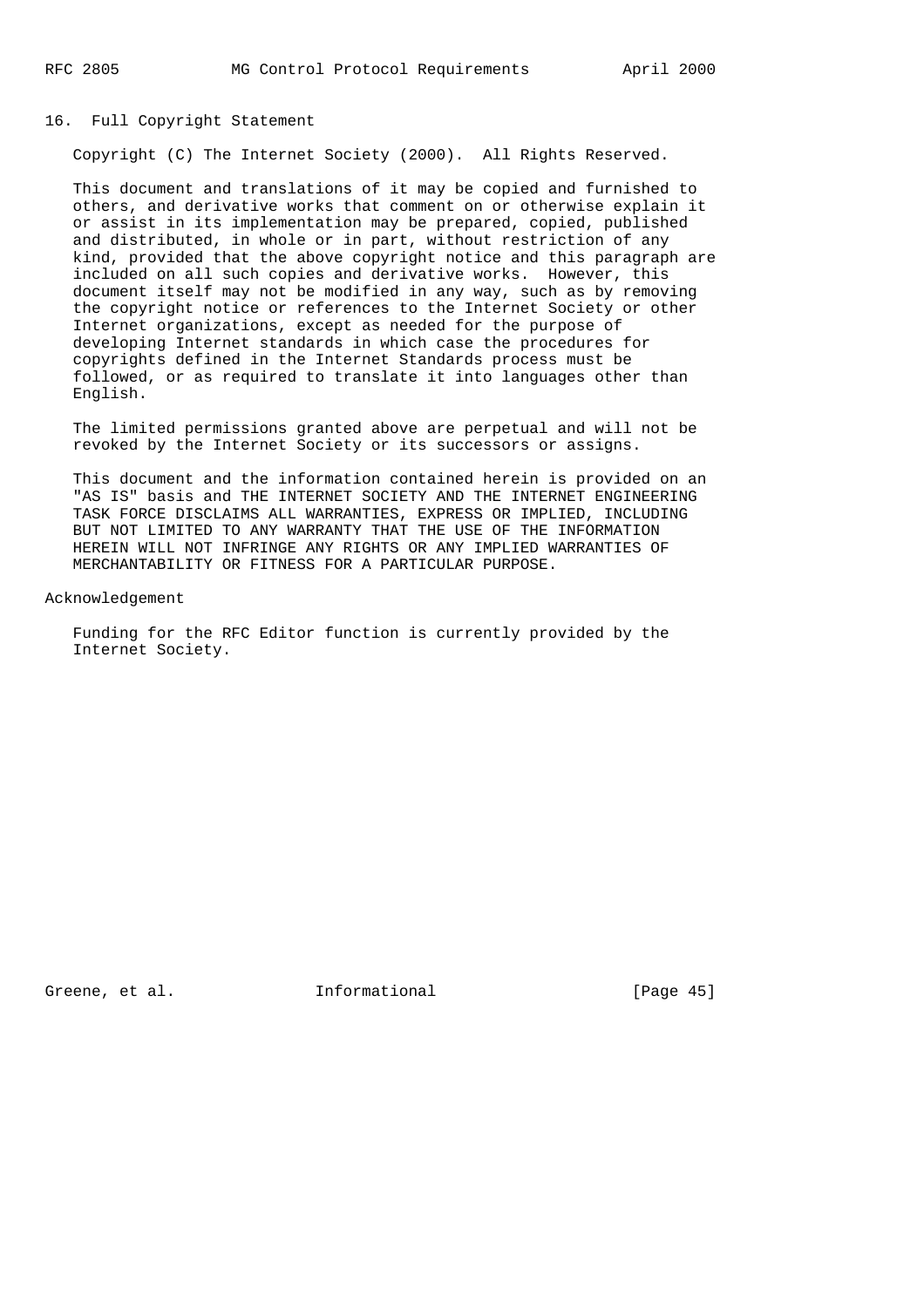## 16. Full Copyright Statement

Copyright (C) The Internet Society (2000). All Rights Reserved.

This document and translations of it may be copied and furnished to others, and derivative works that comment on or otherwise explain it or assist in its implementation may be prepared, copied, published and distributed, in whole or in part, without restriction of any kind, provided that the above copyright notice and this paragraph are included on all such copies and derivative works. However, this document itself may not be modified in any way, such as by removing the copyright notice or references to the Internet Society or other Internet organizations, except as needed for the purpose of developing Internet standards in which case the procedures for copyrights defined in the Internet Standards process must be followed, or as required to translate it into languages other than English.

The limited permissions granted above are perpetual and will not be revoked by the Internet Society or its successors or assigns.

This document and the information contained herein is provided on an "AS IS" basis and THE INTERNET SOCIETY AND THE INTERNET ENGINEERING TASK FORCE DISCLAIMS ALL WARRANTIES, EXPRESS OR IMPLIED, INCLUDING BUT NOT LIMITED TO ANY WARRANTY THAT THE USE OF THE INFORMATION HEREIN WILL NOT INFRINGE ANY RIGHTS OR ANY IMPLIED WARRANTIES OF MERCHANTABILITY OR FITNESS FOR A PARTICULAR PURPOSE.

## Acknowledgement

Funding for the RFC Editor function is currently provided by the Internet Society.